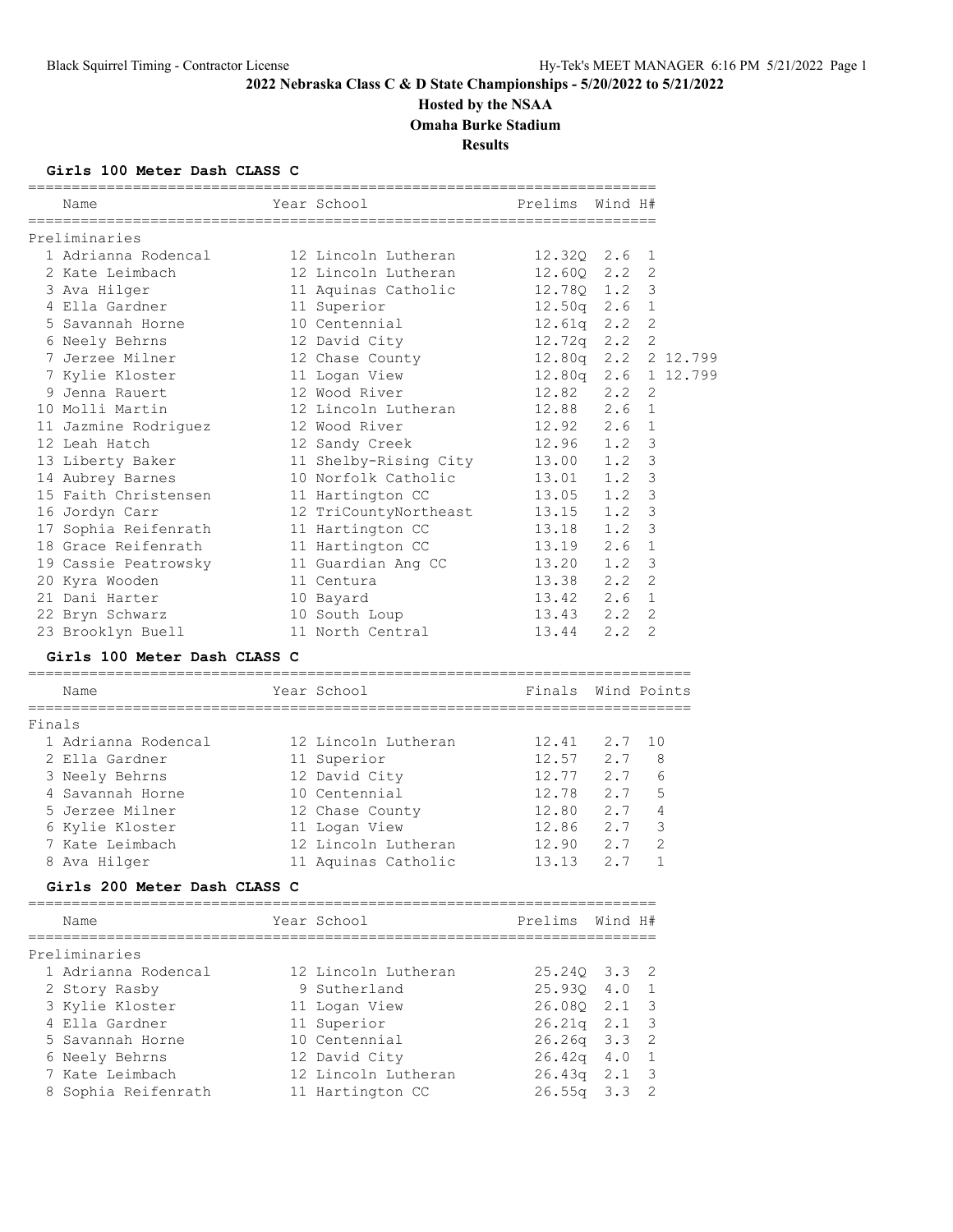## 2022 Nebraska Class C & D State Championships - 5/20/2022 to 5/21/2022

**Hosted by the NSAA**

**Omaha Burke Stadium**

**Results**

### Girls 100 Meter Dash CLASS C

**Preliminaries**

| | Name | Year | School | Prelims | Wind | H# | |
|---|---|---|---|---|---|---|---|
| 1 | Adrianna Rodencal | 12 | Lincoln Lutheran | 12.32Q | 2.6 | 1 | |
| 2 | Kate Leimbach | 12 | Lincoln Lutheran | 12.60Q | 2.2 | 2 | |
| 3 | Ava Hilger | 11 | Aquinas Catholic | 12.78Q | 1.2 | 3 | |
| 4 | Ella Gardner | 11 | Superior | 12.50q | 2.6 | 1 | |
| 5 | Savannah Horne | 10 | Centennial | 12.61q | 2.2 | 2 | |
| 6 | Neely Behrns | 12 | David City | 12.72q | 2.2 | 2 | |
| 7 | Jerzee Milner | 12 | Chase County | 12.80q | 2.2 | 2 | 12.799 |
| 7 | Kylie Kloster | 11 | Logan View | 12.80q | 2.6 | 1 | 12.799 |
| 9 | Jenna Rauert | 12 | Wood River | 12.82 | 2.2 | 2 | |
| 10 | Molli Martin | 12 | Lincoln Lutheran | 12.88 | 2.6 | 1 | |
| 11 | Jazmine Rodriguez | 12 | Wood River | 12.92 | 2.6 | 1 | |
| 12 | Leah Hatch | 12 | Sandy Creek | 12.96 | 1.2 | 3 | |
| 13 | Liberty Baker | 11 | Shelby-Rising City | 13.00 | 1.2 | 3 | |
| 14 | Aubrey Barnes | 10 | Norfolk Catholic | 13.01 | 1.2 | 3 | |
| 15 | Faith Christensen | 11 | Hartington CC | 13.05 | 1.2 | 3 | |
| 16 | Jordyn Carr | 12 | TriCountyNortheast | 13.15 | 1.2 | 3 | |
| 17 | Sophia Reifenrath | 11 | Hartington CC | 13.18 | 1.2 | 3 | |
| 18 | Grace Reifenrath | 11 | Hartington CC | 13.19 | 2.6 | 1 | |
| 19 | Cassie Peatrowsky | 11 | Guardian Ang CC | 13.20 | 1.2 | 3 | |
| 20 | Kyra Wooden | 11 | Centura | 13.38 | 2.2 | 2 | |
| 21 | Dani Harter | 10 | Bayard | 13.42 | 2.6 | 1 | |
| 22 | Bryn Schwarz | 10 | South Loup | 13.43 | 2.2 | 2 | |
| 23 | Brooklyn Buell | 11 | North Central | 13.44 | 2.2 | 2 | |

### Girls 100 Meter Dash CLASS C

**Finals**

| | Name | Year | School | Finals | Wind | Points |
|---|---|---|---|---|---|---|
| 1 | Adrianna Rodencal | 12 | Lincoln Lutheran | 12.41 | 2.7 | 10 |
| 2 | Ella Gardner | 11 | Superior | 12.57 | 2.7 | 8 |
| 3 | Neely Behrns | 12 | David City | 12.77 | 2.7 | 6 |
| 4 | Savannah Horne | 10 | Centennial | 12.78 | 2.7 | 5 |
| 5 | Jerzee Milner | 12 | Chase County | 12.80 | 2.7 | 4 |
| 6 | Kylie Kloster | 11 | Logan View | 12.86 | 2.7 | 3 |
| 7 | Kate Leimbach | 12 | Lincoln Lutheran | 12.90 | 2.7 | 2 |
| 8 | Ava Hilger | 11 | Aquinas Catholic | 13.13 | 2.7 | 1 |

### Girls 200 Meter Dash CLASS C

**Preliminaries**

| | Name | Year | School | Prelims | Wind | H# |
|---|---|---|---|---|---|---|
| 1 | Adrianna Rodencal | 12 | Lincoln Lutheran | 25.24Q | 3.3 | 2 |
| 2 | Story Rasby | 9 | Sutherland | 25.93Q | 4.0 | 1 |
| 3 | Kylie Kloster | 11 | Logan View | 26.08Q | 2.1 | 3 |
| 4 | Ella Gardner | 11 | Superior | 26.21q | 2.1 | 3 |
| 5 | Savannah Horne | 10 | Centennial | 26.26q | 3.3 | 2 |
| 6 | Neely Behrns | 12 | David City | 26.42q | 4.0 | 1 |
| 7 | Kate Leimbach | 12 | Lincoln Lutheran | 26.43q | 2.1 | 3 |
| 8 | Sophia Reifenrath | 11 | Hartington CC | 26.55q | 3.3 | 2 |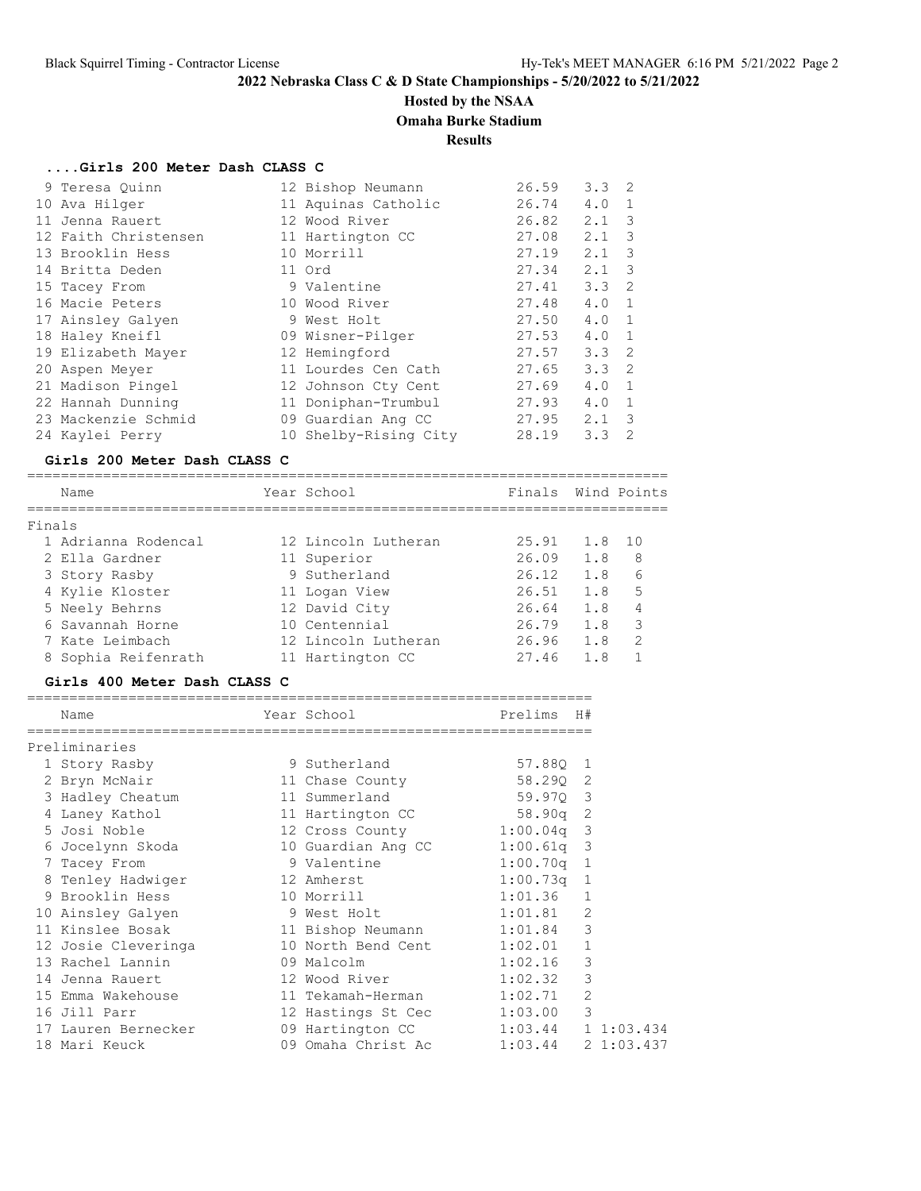## 2022 Nebraska Class C & D State Championships - 5/20/2022 to 5/21/2022

**Hosted by the NSAA**

**Omaha Burke Stadium**

**Results**

### ....Girls 200 Meter Dash CLASS C

| | Name | Year | School | Prelims | Wind | H# |
|---|---|---|---|---|---|---|
| 9 | Teresa Quinn | 12 | Bishop Neumann | 26.59 | 3.3 | 2 |
| 10 | Ava Hilger | 11 | Aquinas Catholic | 26.74 | 4.0 | 1 |
| 11 | Jenna Rauert | 12 | Wood River | 26.82 | 2.1 | 3 |
| 12 | Faith Christensen | 11 | Hartington CC | 27.08 | 2.1 | 3 |
| 13 | Brooklin Hess | 10 | Morrill | 27.19 | 2.1 | 3 |
| 14 | Britta Deden | 11 | Ord | 27.34 | 2.1 | 3 |
| 15 | Tacey From | 9 | Valentine | 27.41 | 3.3 | 2 |
| 16 | Macie Peters | 10 | Wood River | 27.48 | 4.0 | 1 |
| 17 | Ainsley Galyen | 9 | West Holt | 27.50 | 4.0 | 1 |
| 18 | Haley Kneifl | 09 | Wisner-Pilger | 27.53 | 4.0 | 1 |
| 19 | Elizabeth Mayer | 12 | Hemingford | 27.57 | 3.3 | 2 |
| 20 | Aspen Meyer | 11 | Lourdes Cen Cath | 27.65 | 3.3 | 2 |
| 21 | Madison Pingel | 12 | Johnson Cty Cent | 27.69 | 4.0 | 1 |
| 22 | Hannah Dunning | 11 | Doniphan-Trumbul | 27.93 | 4.0 | 1 |
| 23 | Mackenzie Schmid | 09 | Guardian Ang CC | 27.95 | 2.1 | 3 |
| 24 | Kaylei Perry | 10 | Shelby-Rising City | 28.19 | 3.3 | 2 |

### Girls 200 Meter Dash CLASS C

| | Name | Year | School | Finals | Wind | Points |
|---|---|---|---|---|---|---|
| **Finals** | | | | | | |
| 1 | Adrianna Rodencal | 12 | Lincoln Lutheran | 25.91 | 1.8 | 10 |
| 2 | Ella Gardner | 11 | Superior | 26.09 | 1.8 | 8 |
| 3 | Story Rasby | 9 | Sutherland | 26.12 | 1.8 | 6 |
| 4 | Kylie Kloster | 11 | Logan View | 26.51 | 1.8 | 5 |
| 5 | Neely Behrns | 12 | David City | 26.64 | 1.8 | 4 |
| 6 | Savannah Horne | 10 | Centennial | 26.79 | 1.8 | 3 |
| 7 | Kate Leimbach | 12 | Lincoln Lutheran | 26.96 | 1.8 | 2 |
| 8 | Sophia Reifenrath | 11 | Hartington CC | 27.46 | 1.8 | 1 |

### Girls 400 Meter Dash CLASS C

| | Name | Year | School | Prelims | H# | |
|---|---|---|---|---|---|---|
| **Preliminaries** | | | | | | |
| 1 | Story Rasby | 9 | Sutherland | 57.88Q | 1 | |
| 2 | Bryn McNair | 11 | Chase County | 58.29Q | 2 | |
| 3 | Hadley Cheatum | 11 | Summerland | 59.97Q | 3 | |
| 4 | Laney Kathol | 11 | Hartington CC | 58.90q | 2 | |
| 5 | Josi Noble | 12 | Cross County | 1:00.04q | 3 | |
| 6 | Jocelynn Skoda | 10 | Guardian Ang CC | 1:00.61q | 3 | |
| 7 | Tacey From | 9 | Valentine | 1:00.70q | 1 | |
| 8 | Tenley Hadwiger | 12 | Amherst | 1:00.73q | 1 | |
| 9 | Brooklin Hess | 10 | Morrill | 1:01.36 | 1 | |
| 10 | Ainsley Galyen | 9 | West Holt | 1:01.81 | 2 | |
| 11 | Kinslee Bosak | 11 | Bishop Neumann | 1:01.84 | 3 | |
| 12 | Josie Cleveringa | 10 | North Bend Cent | 1:02.01 | 1 | |
| 13 | Rachel Lannin | 09 | Malcolm | 1:02.16 | 3 | |
| 14 | Jenna Rauert | 12 | Wood River | 1:02.32 | 3 | |
| 15 | Emma Wakehouse | 11 | Tekamah-Herman | 1:02.71 | 2 | |
| 16 | Jill Parr | 12 | Hastings St Cec | 1:03.00 | 3 | |
| 17 | Lauren Bernecker | 09 | Hartington CC | 1:03.44 | 1 | 1:03.434 |
| 18 | Mari Keuck | 09 | Omaha Christ Ac | 1:03.44 | 2 | 1:03.437 |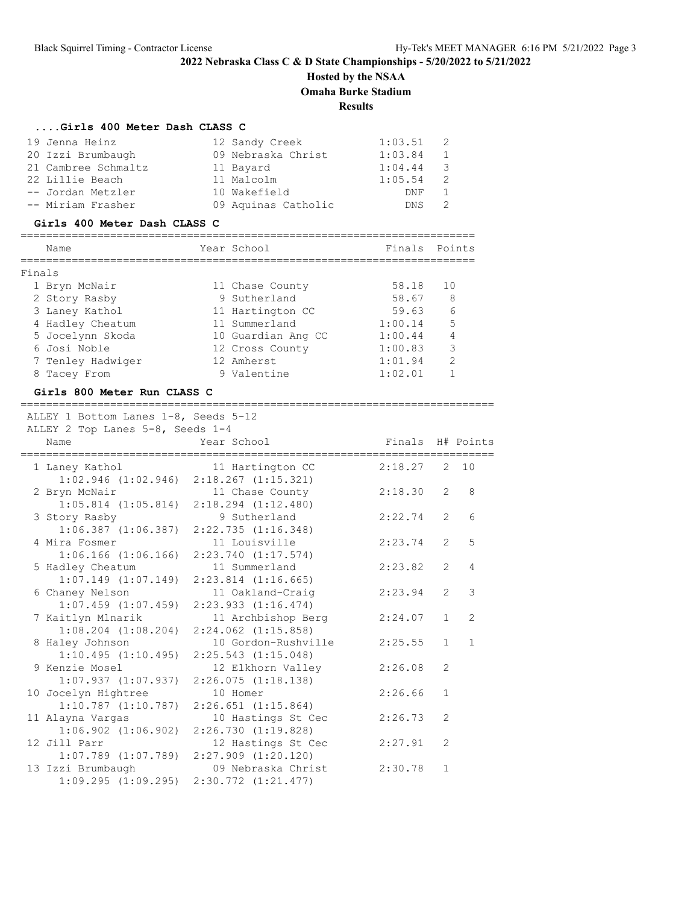## 2022 Nebraska Class C & D State Championships - 5/20/2022 to 5/21/2022

### Hosted by the NSAA

### Omaha Burke Stadium

### Results

#### ....Girls 400 Meter Dash CLASS C

| | Name | Year | School | Finals | H# |
|---|---|---|---|---|---|
| 19 | Jenna Heinz | 12 | Sandy Creek | 1:03.51 | 2 |
| 20 | Izzi Brumbaugh | 09 | Nebraska Christ | 1:03.84 | 1 |
| 21 | Cambree Schmaltz | 11 | Bayard | 1:04.44 | 3 |
| 22 | Lillie Beach | 11 | Malcolm | 1:05.54 | 2 |
| -- | Jordan Metzler | 10 | Wakefield | DNF | 1 |
| -- | Miriam Frasher | 09 | Aquinas Catholic | DNS | 2 |

#### Girls 400 Meter Dash CLASS C

Finals

| | Name | Year | School | Finals | Points |
|---|---|---|---|---|---|
| 1 | Bryn McNair | 11 | Chase County | 58.18 | 10 |
| 2 | Story Rasby | 9 | Sutherland | 58.67 | 8 |
| 3 | Laney Kathol | 11 | Hartington CC | 59.63 | 6 |
| 4 | Hadley Cheatum | 11 | Summerland | 1:00.14 | 5 |
| 5 | Jocelynn Skoda | 10 | Guardian Ang CC | 1:00.44 | 4 |
| 6 | Josi Noble | 12 | Cross County | 1:00.83 | 3 |
| 7 | Tenley Hadwiger | 12 | Amherst | 1:01.94 | 2 |
| 8 | Tacey From | 9 | Valentine | 1:02.01 | 1 |

#### Girls 800 Meter Run CLASS C

ALLEY 1 Bottom Lanes 1-8, Seeds 5-12
ALLEY 2 Top Lanes 5-8, Seeds 1-4

| | Name | Year | School | Finals | H# | Points |
|---|---|---|---|---|---|---|
| 1 | Laney Kathol | 11 | Hartington CC | 2:18.27 | 2 | 10 |
| | 1:02.946 (1:02.946) | | 2:18.267 (1:15.321) | | | |
| 2 | Bryn McNair | 11 | Chase County | 2:18.30 | 2 | 8 |
| | 1:05.814 (1:05.814) | | 2:18.294 (1:12.480) | | | |
| 3 | Story Rasby | 9 | Sutherland | 2:22.74 | 2 | 6 |
| | 1:06.387 (1:06.387) | | 2:22.735 (1:16.348) | | | |
| 4 | Mira Fosmer | 11 | Louisville | 2:23.74 | 2 | 5 |
| | 1:06.166 (1:06.166) | | 2:23.740 (1:17.574) | | | |
| 5 | Hadley Cheatum | 11 | Summerland | 2:23.82 | 2 | 4 |
| | 1:07.149 (1:07.149) | | 2:23.814 (1:16.665) | | | |
| 6 | Chaney Nelson | 11 | Oakland-Craig | 2:23.94 | 2 | 3 |
| | 1:07.459 (1:07.459) | | 2:23.933 (1:16.474) | | | |
| 7 | Kaitlyn Mlnarik | 11 | Archbishop Berg | 2:24.07 | 1 | 2 |
| | 1:08.204 (1:08.204) | | 2:24.062 (1:15.858) | | | |
| 8 | Haley Johnson | 10 | Gordon-Rushville | 2:25.55 | 1 | 1 |
| | 1:10.495 (1:10.495) | | 2:25.543 (1:15.048) | | | |
| 9 | Kenzie Mosel | 12 | Elkhorn Valley | 2:26.08 | 2 | |
| | 1:07.937 (1:07.937) | | 2:26.075 (1:18.138) | | | |
| 10 | Jocelyn Hightree | 10 | Homer | 2:26.66 | 1 | |
| | 1:10.787 (1:10.787) | | 2:26.651 (1:15.864) | | | |
| 11 | Alayna Vargas | 10 | Hastings St Cec | 2:26.73 | 2 | |
| | 1:06.902 (1:06.902) | | 2:26.730 (1:19.828) | | | |
| 12 | Jill Parr | 12 | Hastings St Cec | 2:27.91 | 2 | |
| | 1:07.789 (1:07.789) | | 2:27.909 (1:20.120) | | | |
| 13 | Izzi Brumbaugh | 09 | Nebraska Christ | 2:30.78 | 1 | |
| | 1:09.295 (1:09.295) | | 2:30.772 (1:21.477) | | | |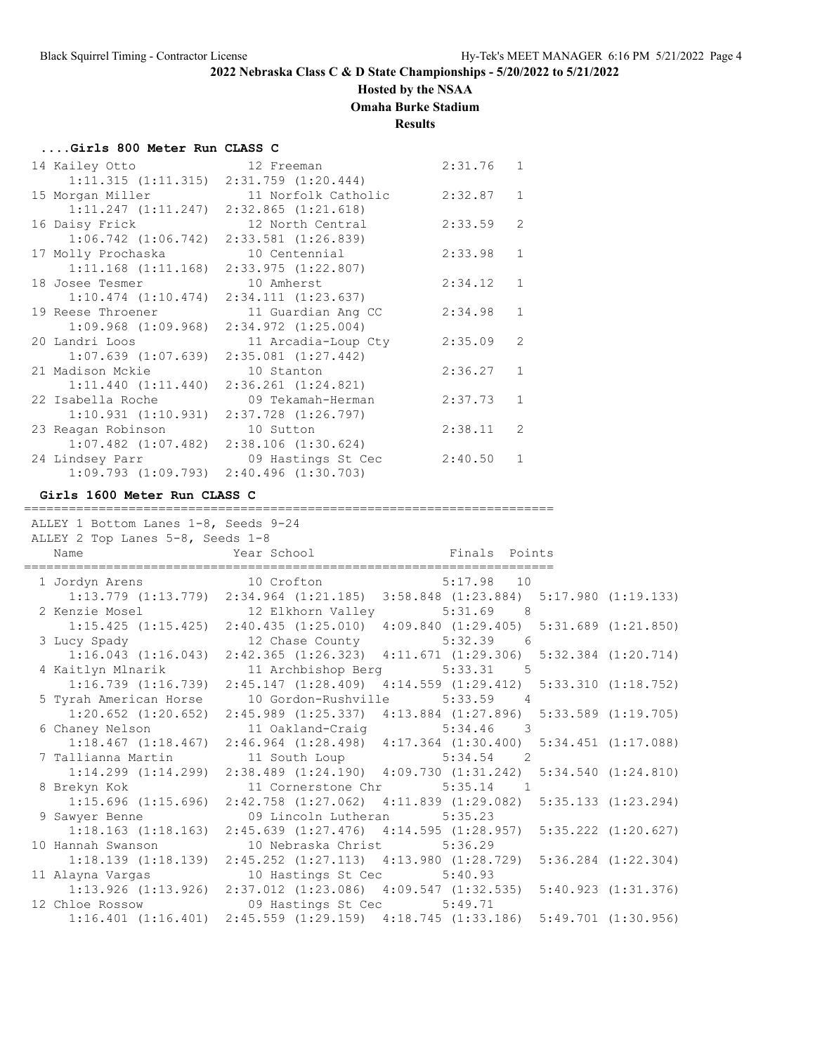## 2022 Nebraska Class C & D State Championships - 5/20/2022 to 5/21/2022

**Hosted by the NSAA**

**Omaha Burke Stadium**

**Results**

### ....Girls 800 Meter Run CLASS C

| Place | Name | Year | School | Finals | Heat |
|---|---|---|---|---|---|
| 14 | Kailey Otto | 12 | Freeman | 2:31.76 | 1 |
| | 1:11.315 (1:11.315) 2:31.759 (1:20.444) | | | | |
| 15 | Morgan Miller | 11 | Norfolk Catholic | 2:32.87 | 1 |
| | 1:11.247 (1:11.247) 2:32.865 (1:21.618) | | | | |
| 16 | Daisy Frick | 12 | North Central | 2:33.59 | 2 |
| | 1:06.742 (1:06.742) 2:33.581 (1:26.839) | | | | |
| 17 | Molly Prochaska | 10 | Centennial | 2:33.98 | 1 |
| | 1:11.168 (1:11.168) 2:33.975 (1:22.807) | | | | |
| 18 | Josee Tesmer | 10 | Amherst | 2:34.12 | 1 |
| | 1:10.474 (1:10.474) 2:34.111 (1:23.637) | | | | |
| 19 | Reese Throener | 11 | Guardian Ang CC | 2:34.98 | 1 |
| | 1:09.968 (1:09.968) 2:34.972 (1:25.004) | | | | |
| 20 | Landri Loos | 11 | Arcadia-Loup Cty | 2:35.09 | 2 |
| | 1:07.639 (1:07.639) 2:35.081 (1:27.442) | | | | |
| 21 | Madison Mckie | 10 | Stanton | 2:36.27 | 1 |
| | 1:11.440 (1:11.440) 2:36.261 (1:24.821) | | | | |
| 22 | Isabella Roche | 09 | Tekamah-Herman | 2:37.73 | 1 |
| | 1:10.931 (1:10.931) 2:37.728 (1:26.797) | | | | |
| 23 | Reagan Robinson | 10 | Sutton | 2:38.11 | 2 |
| | 1:07.482 (1:07.482) 2:38.106 (1:30.624) | | | | |
| 24 | Lindsey Parr | 09 | Hastings St Cec | 2:40.50 | 1 |
| | 1:09.793 (1:09.793) 2:40.496 (1:30.703) | | | | |

### Girls 1600 Meter Run CLASS C

ALLEY 1 Bottom Lanes 1-8, Seeds 9-24
ALLEY 2 Top Lanes 5-8, Seeds 1-8

| Place | Name | Year | School | Finals | Points |
|---|---|---|---|---|---|
| 1 | Jordyn Arens | 10 | Crofton | 5:17.98 | 10 |
| | 1:13.779 (1:13.779) 2:34.964 (1:21.185) 3:58.848 (1:23.884) 5:17.980 (1:19.133) | | | | |
| 2 | Kenzie Mosel | 12 | Elkhorn Valley | 5:31.69 | 8 |
| | 1:15.425 (1:15.425) 2:40.435 (1:25.010) 4:09.840 (1:29.405) 5:31.689 (1:21.850) | | | | |
| 3 | Lucy Spady | 12 | Chase County | 5:32.39 | 6 |
| | 1:16.043 (1:16.043) 2:42.365 (1:26.323) 4:11.671 (1:29.306) 5:32.384 (1:20.714) | | | | |
| 4 | Kaitlyn Mlnarik | 11 | Archbishop Berg | 5:33.31 | 5 |
| | 1:16.739 (1:16.739) 2:45.147 (1:28.409) 4:14.559 (1:29.412) 5:33.310 (1:18.752) | | | | |
| 5 | Tyrah American Horse | 10 | Gordon-Rushville | 5:33.59 | 4 |
| | 1:20.652 (1:20.652) 2:45.989 (1:25.337) 4:13.884 (1:27.896) 5:33.589 (1:19.705) | | | | |
| 6 | Chaney Nelson | 11 | Oakland-Craig | 5:34.46 | 3 |
| | 1:18.467 (1:18.467) 2:46.964 (1:28.498) 4:17.364 (1:30.400) 5:34.451 (1:17.088) | | | | |
| 7 | Tallianna Martin | 11 | South Loup | 5:34.54 | 2 |
| | 1:14.299 (1:14.299) 2:38.489 (1:24.190) 4:09.730 (1:31.242) 5:34.540 (1:24.810) | | | | |
| 8 | Brekyn Kok | 11 | Cornerstone Chr | 5:35.14 | 1 |
| | 1:15.696 (1:15.696) 2:42.758 (1:27.062) 4:11.839 (1:29.082) 5:35.133 (1:23.294) | | | | |
| 9 | Sawyer Benne | 09 | Lincoln Lutheran | 5:35.23 | |
| | 1:18.163 (1:18.163) 2:45.639 (1:27.476) 4:14.595 (1:28.957) 5:35.222 (1:20.627) | | | | |
| 10 | Hannah Swanson | 10 | Nebraska Christ | 5:36.29 | |
| | 1:18.139 (1:18.139) 2:45.252 (1:27.113) 4:13.980 (1:28.729) 5:36.284 (1:22.304) | | | | |
| 11 | Alayna Vargas | 10 | Hastings St Cec | 5:40.93 | |
| | 1:13.926 (1:13.926) 2:37.012 (1:23.086) 4:09.547 (1:32.535) 5:40.923 (1:31.376) | | | | |
| 12 | Chloe Rossow | 09 | Hastings St Cec | 5:49.71 | |
| | 1:16.401 (1:16.401) 2:45.559 (1:29.159) 4:18.745 (1:33.186) 5:49.701 (1:30.956) | | | | |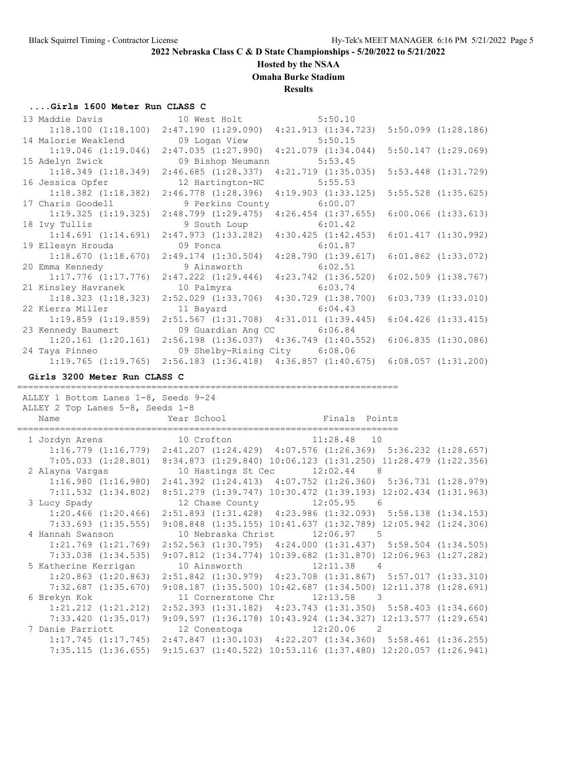**2022 Nebraska Class C & D State Championships - 5/20/2022 to 5/21/2022**

**Hosted by the NSAA**

**Omaha Burke Stadium**

**Results**

### ....Girls 1600 Meter Run CLASS C

```
 13 Maddie Davis            10 West Holt                5:50.10
     1:18.100 (1:18.100)  2:47.190 (1:29.090)  4:21.913 (1:34.723)  5:50.099 (1:28.186)
 14 Malorie Weaklend        09 Logan View               5:50.15
     1:19.046 (1:19.046)  2:47.035 (1:27.990)  4:21.079 (1:34.044)  5:50.147 (1:29.069)
 15 Adelyn Zwick            09 Bishop Neumann           5:53.45
     1:18.349 (1:18.349)  2:46.685 (1:28.337)  4:21.719 (1:35.035)  5:53.448 (1:31.729)
 16 Jessica Opfer           12 Hartington-NC            5:55.53
     1:18.382 (1:18.382)  2:46.778 (1:28.396)  4:19.903 (1:33.125)  5:55.528 (1:35.625)
 17 Charis Goodell           9 Perkins County           6:00.07
     1:19.325 (1:19.325)  2:48.799 (1:29.475)  4:26.454 (1:37.655)  6:00.066 (1:33.613)
 18 Ivy Tullis               9 South Loup               6:01.42
     1:14.691 (1:14.691)  2:47.973 (1:33.282)  4:30.425 (1:42.453)  6:01.417 (1:30.992)
 19 Ellesyn Hrouda          09 Ponca                    6:01.87
     1:18.670 (1:18.670)  2:49.174 (1:30.504)  4:28.790 (1:39.617)  6:01.862 (1:33.072)
 20 Emma Kennedy             9 Ainsworth                6:02.51
     1:17.776 (1:17.776)  2:47.222 (1:29.446)  4:23.742 (1:36.520)  6:02.509 (1:38.767)
 21 Kinsley Havranek        10 Palmyra                  6:03.74
     1:18.323 (1:18.323)  2:52.029 (1:33.706)  4:30.729 (1:38.700)  6:03.739 (1:33.010)
 22 Kierra Miller           11 Bayard                   6:04.43
     1:19.859 (1:19.859)  2:51.567 (1:31.708)  4:31.011 (1:39.445)  6:04.426 (1:33.415)
 23 Kennedy Baumert         09 Guardian Ang CC          6:06.84
     1:20.161 (1:20.161)  2:56.198 (1:36.037)  4:36.749 (1:40.552)  6:06.835 (1:30.086)
 24 Taya Pinneo             09 Shelby-Rising City       6:08.06
     1:19.765 (1:19.765)  2:56.183 (1:36.418)  4:36.857 (1:40.675)  6:08.057 (1:31.200)
```

### Girls 3200 Meter Run CLASS C

```
=======================================================================
 ALLEY 1 Bottom Lanes 1-8, Seeds 9-24
 ALLEY 2 Top Lanes 5-8, Seeds 1-8
    Name                    Year School                  Finals  Points
=======================================================================
  1 Jordyn Arens            10 Crofton                 11:28.48   10
     1:16.779 (1:16.779)  2:41.207 (1:24.429)  4:07.576 (1:26.369)  5:36.232 (1:28.657)
     7:05.033 (1:28.801)  8:34.873 (1:29.840) 10:06.123 (1:31.250) 11:28.479 (1:22.356)
  2 Alayna Vargas           10 Hastings St Cec         12:02.44    8
     1:16.980 (1:16.980)  2:41.392 (1:24.413)  4:07.752 (1:26.360)  5:36.731 (1:28.979)
     7:11.532 (1:34.802)  8:51.279 (1:39.747) 10:30.472 (1:39.193) 12:02.434 (1:31.963)
  3 Lucy Spady              12 Chase County            12:05.95    6
     1:20.466 (1:20.466)  2:51.893 (1:31.428)  4:23.986 (1:32.093)  5:58.138 (1:34.153)
     7:33.693 (1:35.555)  9:08.848 (1:35.155) 10:41.637 (1:32.789) 12:05.942 (1:24.306)
  4 Hannah Swanson          10 Nebraska Christ         12:06.97    5
     1:21.769 (1:21.769)  2:52.563 (1:30.795)  4:24.000 (1:31.437)  5:58.504 (1:34.505)
     7:33.038 (1:34.535)  9:07.812 (1:34.774) 10:39.682 (1:31.870) 12:06.963 (1:27.282)
  5 Katherine Kerrigan      10 Ainsworth               12:11.38    4
     1:20.863 (1:20.863)  2:51.842 (1:30.979)  4:23.708 (1:31.867)  5:57.017 (1:33.310)
     7:32.687 (1:35.670)  9:08.187 (1:35.500) 10:42.687 (1:34.500) 12:11.378 (1:28.691)
  6 Brekyn Kok              11 Cornerstone Chr         12:13.58    3
     1:21.212 (1:21.212)  2:52.393 (1:31.182)  4:23.743 (1:31.350)  5:58.403 (1:34.660)
     7:33.420 (1:35.017)  9:09.597 (1:36.178) 10:43.924 (1:34.327) 12:13.577 (1:29.654)
  7 Danie Parriott          12 Conestoga               12:20.06    2
     1:17.745 (1:17.745)  2:47.847 (1:30.103)  4:22.207 (1:34.360)  5:58.461 (1:36.255)
     7:35.115 (1:36.655)  9:15.637 (1:40.522) 10:53.116 (1:37.480) 12:20.057 (1:26.941)
```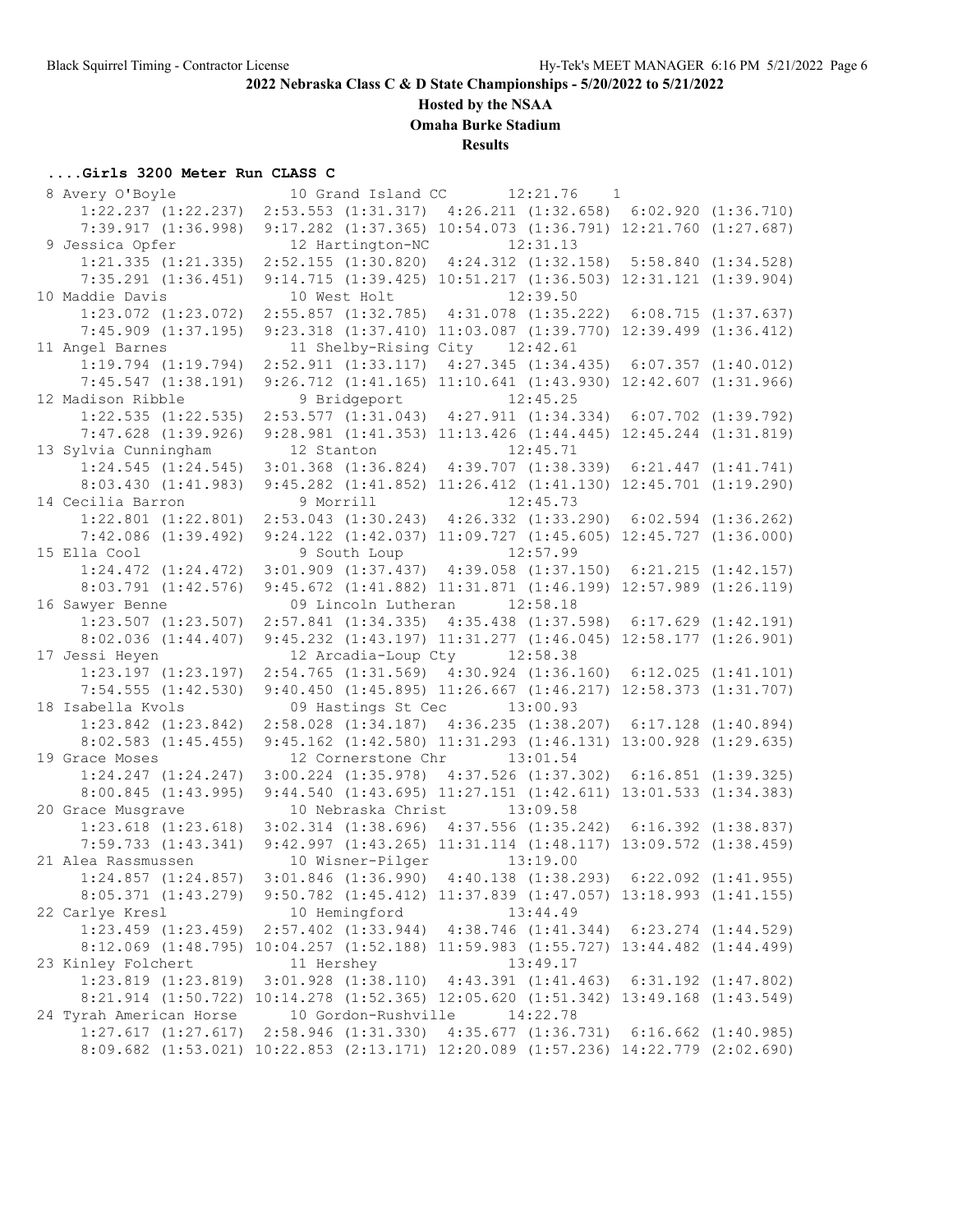## 2022 Nebraska Class C & D State Championships - 5/20/2022 to 5/21/2022

### Hosted by the NSAA

### Omaha Burke Stadium

### Results

#### ....Girls 3200 Meter Run CLASS C

```
 8 Avery O'Boyle            10 Grand Island CC       12:21.76    1  
     1:22.237 (1:22.237)  2:53.553 (1:31.317)  4:26.211 (1:32.658)  6:02.920 (1:36.710)
     7:39.917 (1:36.998)  9:17.282 (1:37.365) 10:54.073 (1:36.791) 12:21.760 (1:27.687)
 9 Jessica Opfer            12 Hartington-NC         12:31.13  
     1:21.335 (1:21.335)  2:52.155 (1:30.820)  4:24.312 (1:32.158)  5:58.840 (1:34.528)
     7:35.291 (1:36.451)  9:14.715 (1:39.425) 10:51.217 (1:36.503) 12:31.121 (1:39.904)
10 Maddie Davis             10 West Holt             12:39.50  
     1:23.072 (1:23.072)  2:55.857 (1:32.785)  4:31.078 (1:35.222)  6:08.715 (1:37.637)
     7:45.909 (1:37.195)  9:23.318 (1:37.410) 11:03.087 (1:39.770) 12:39.499 (1:36.412)
11 Angel Barnes             11 Shelby-Rising City    12:42.61  
     1:19.794 (1:19.794)  2:52.911 (1:33.117)  4:27.345 (1:34.435)  6:07.357 (1:40.012)
     7:45.547 (1:38.191)  9:26.712 (1:41.165) 11:10.641 (1:43.930) 12:42.607 (1:31.966)
12 Madison Ribble            9 Bridgeport            12:45.25  
     1:22.535 (1:22.535)  2:53.577 (1:31.043)  4:27.911 (1:34.334)  6:07.702 (1:39.792)
     7:47.628 (1:39.926)  9:28.981 (1:41.353) 11:13.426 (1:44.445) 12:45.244 (1:31.819)
13 Sylvia Cunningham        12 Stanton               12:45.71  
     1:24.545 (1:24.545)  3:01.368 (1:36.824)  4:39.707 (1:38.339)  6:21.447 (1:41.741)
     8:03.430 (1:41.983)  9:45.282 (1:41.852) 11:26.412 (1:41.130) 12:45.701 (1:19.290)
14 Cecilia Barron            9 Morrill               12:45.73  
     1:22.801 (1:22.801)  2:53.043 (1:30.243)  4:26.332 (1:33.290)  6:02.594 (1:36.262)
     7:42.086 (1:39.492)  9:24.122 (1:42.037) 11:09.727 (1:45.605) 12:45.727 (1:36.000)
15 Ella Cool                 9 South Loup            12:57.99  
     1:24.472 (1:24.472)  3:01.909 (1:37.437)  4:39.058 (1:37.150)  6:21.215 (1:42.157)
     8:03.791 (1:42.576)  9:45.672 (1:41.882) 11:31.871 (1:46.199) 12:57.989 (1:26.119)
16 Sawyer Benne             09 Lincoln Lutheran      12:58.18  
     1:23.507 (1:23.507)  2:57.841 (1:34.335)  4:35.438 (1:37.598)  6:17.629 (1:42.191)
     8:02.036 (1:44.407)  9:45.232 (1:43.197) 11:31.277 (1:46.045) 12:58.177 (1:26.901)
17 Jessi Heyen              12 Arcadia-Loup Cty      12:58.38  
     1:23.197 (1:23.197)  2:54.765 (1:31.569)  4:30.924 (1:36.160)  6:12.025 (1:41.101)
     7:54.555 (1:42.530)  9:40.450 (1:45.895) 11:26.667 (1:46.217) 12:58.373 (1:31.707)
18 Isabella Kvols           09 Hastings St Cec       13:00.93  
     1:23.842 (1:23.842)  2:58.028 (1:34.187)  4:36.235 (1:38.207)  6:17.128 (1:40.894)
     8:02.583 (1:45.455)  9:45.162 (1:42.580) 11:31.293 (1:46.131) 13:00.928 (1:29.635)
19 Grace Moses              12 Cornerstone Chr       13:01.54  
     1:24.247 (1:24.247)  3:00.224 (1:35.978)  4:37.526 (1:37.302)  6:16.851 (1:39.325)
     8:00.845 (1:43.995)  9:44.540 (1:43.695) 11:27.151 (1:42.611) 13:01.533 (1:34.383)
20 Grace Musgrave           10 Nebraska Christ       13:09.58  
     1:23.618 (1:23.618)  3:02.314 (1:38.696)  4:37.556 (1:35.242)  6:16.392 (1:38.837)
     7:59.733 (1:43.341)  9:42.997 (1:43.265) 11:31.114 (1:48.117) 13:09.572 (1:38.459)
21 Alea Rassmussen          10 Wisner-Pilger         13:19.00  
     1:24.857 (1:24.857)  3:01.846 (1:36.990)  4:40.138 (1:38.293)  6:22.092 (1:41.955)
     8:05.371 (1:43.279)  9:50.782 (1:45.412) 11:37.839 (1:47.057) 13:18.993 (1:41.155)
22 Carlye Kresl             10 Hemingford            13:44.49  
     1:23.459 (1:23.459)  2:57.402 (1:33.944)  4:38.746 (1:41.344)  6:23.274 (1:44.529)
     8:12.069 (1:48.795) 10:04.257 (1:52.188) 11:59.983 (1:55.727) 13:44.482 (1:44.499)
23 Kinley Folchert          11 Hershey               13:49.17  
     1:23.819 (1:23.819)  3:01.928 (1:38.110)  4:43.391 (1:41.463)  6:31.192 (1:47.802)
     8:21.914 (1:50.722) 10:14.278 (1:52.365) 12:05.620 (1:51.342) 13:49.168 (1:43.549)
24 Tyrah American Horse     10 Gordon-Rushville      14:22.78  
     1:27.617 (1:27.617)  2:58.946 (1:31.330)  4:35.677 (1:36.731)  6:16.662 (1:40.985)
     8:09.682 (1:53.021) 10:22.853 (2:13.171) 12:20.089 (1:57.236) 14:22.779 (2:02.690)
```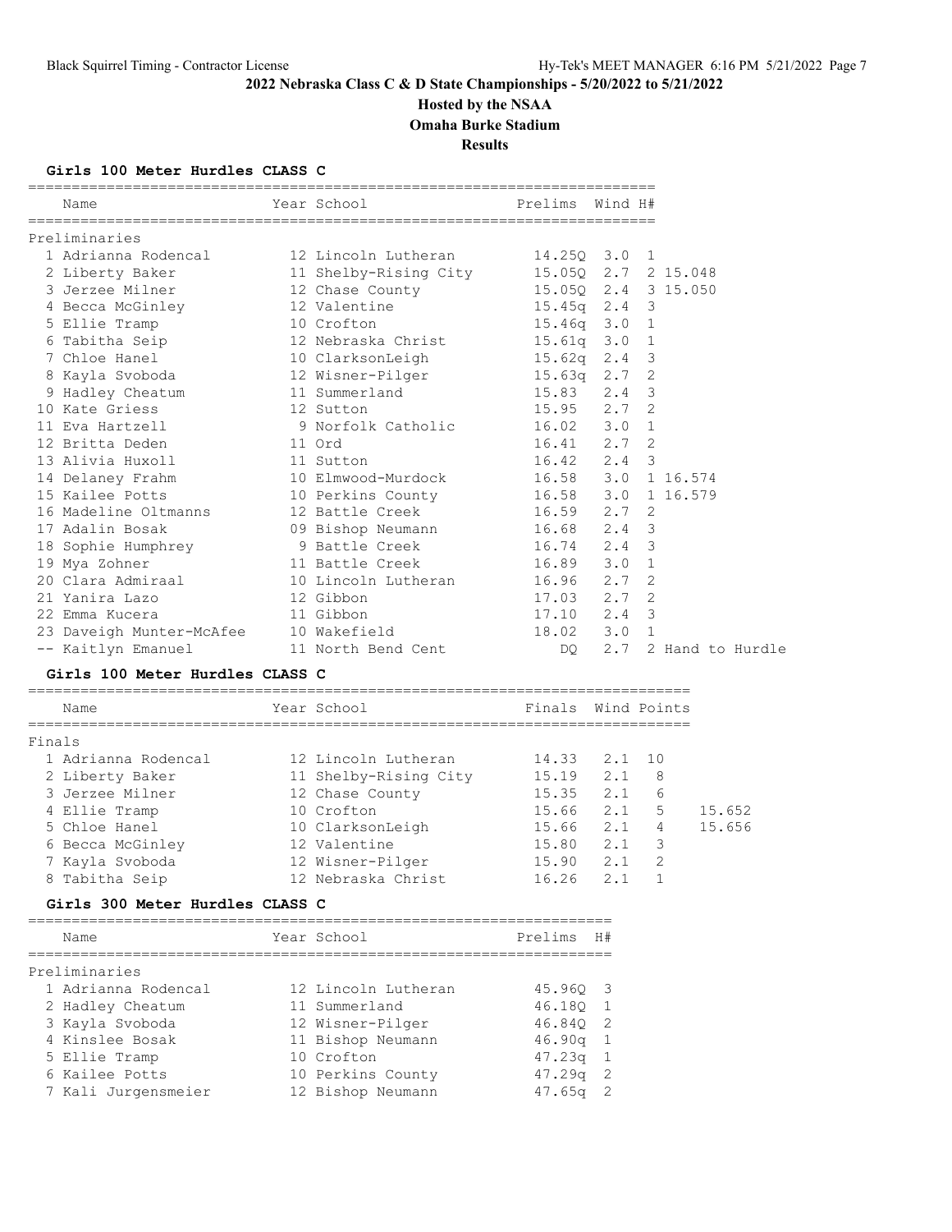# 2022 Nebraska Class C & D State Championships - 5/20/2022 to 5/21/2022

## Hosted by the NSAA

## Omaha Burke Stadium

## Results

### Girls 100 Meter Hurdles CLASS C

**Preliminaries**

| Place | Name | Year | School | Prelims | Wind | H# | |
|---|---|---|---|---|---|---|---|
| 1 | Adrianna Rodencal | 12 | Lincoln Lutheran | 14.25Q | 3.0 | 1 | |
| 2 | Liberty Baker | 11 | Shelby-Rising City | 15.05Q | 2.7 | 2 | 15.048 |
| 3 | Jerzee Milner | 12 | Chase County | 15.05Q | 2.4 | 3 | 15.050 |
| 4 | Becca McGinley | 12 | Valentine | 15.45q | 2.4 | 3 | |
| 5 | Ellie Tramp | 10 | Crofton | 15.46q | 3.0 | 1 | |
| 6 | Tabitha Seip | 12 | Nebraska Christ | 15.61q | 3.0 | 1 | |
| 7 | Chloe Hanel | 10 | ClarksonLeigh | 15.62q | 2.4 | 3 | |
| 8 | Kayla Svoboda | 12 | Wisner-Pilger | 15.63q | 2.7 | 2 | |
| 9 | Hadley Cheatum | 11 | Summerland | 15.83 | 2.4 | 3 | |
| 10 | Kate Griess | 12 | Sutton | 15.95 | 2.7 | 2 | |
| 11 | Eva Hartzell | 9 | Norfolk Catholic | 16.02 | 3.0 | 1 | |
| 12 | Britta Deden | 11 | Ord | 16.41 | 2.7 | 2 | |
| 13 | Alivia Huxoll | 11 | Sutton | 16.42 | 2.4 | 3 | |
| 14 | Delaney Frahm | 10 | Elmwood-Murdock | 16.58 | 3.0 | 1 | 16.574 |
| 15 | Kailee Potts | 10 | Perkins County | 16.58 | 3.0 | 1 | 16.579 |
| 16 | Madeline Oltmanns | 12 | Battle Creek | 16.59 | 2.7 | 2 | |
| 17 | Adalin Bosak | 09 | Bishop Neumann | 16.68 | 2.4 | 3 | |
| 18 | Sophie Humphrey | 9 | Battle Creek | 16.74 | 2.4 | 3 | |
| 19 | Mya Zohner | 11 | Battle Creek | 16.89 | 3.0 | 1 | |
| 20 | Clara Admiraal | 10 | Lincoln Lutheran | 16.96 | 2.7 | 2 | |
| 21 | Yanira Lazo | 12 | Gibbon | 17.03 | 2.7 | 2 | |
| 22 | Emma Kucera | 11 | Gibbon | 17.10 | 2.4 | 3 | |
| 23 | Daveigh Munter-McAfee | 10 | Wakefield | 18.02 | 3.0 | 1 | |
| -- | Kaitlyn Emanuel | 11 | North Bend Cent | DQ | 2.7 | 2 | Hand to Hurdle |

### Girls 100 Meter Hurdles CLASS C

**Finals**

| Place | Name | Year | School | Finals | Wind | Points | |
|---|---|---|---|---|---|---|---|
| 1 | Adrianna Rodencal | 12 | Lincoln Lutheran | 14.33 | 2.1 | 10 | |
| 2 | Liberty Baker | 11 | Shelby-Rising City | 15.19 | 2.1 | 8 | |
| 3 | Jerzee Milner | 12 | Chase County | 15.35 | 2.1 | 6 | |
| 4 | Ellie Tramp | 10 | Crofton | 15.66 | 2.1 | 5 | 15.652 |
| 5 | Chloe Hanel | 10 | ClarksonLeigh | 15.66 | 2.1 | 4 | 15.656 |
| 6 | Becca McGinley | 12 | Valentine | 15.80 | 2.1 | 3 | |
| 7 | Kayla Svoboda | 12 | Wisner-Pilger | 15.90 | 2.1 | 2 | |
| 8 | Tabitha Seip | 12 | Nebraska Christ | 16.26 | 2.1 | 1 | |

### Girls 300 Meter Hurdles CLASS C

**Preliminaries**

| Place | Name | Year | School | Prelims | H# |
|---|---|---|---|---|---|
| 1 | Adrianna Rodencal | 12 | Lincoln Lutheran | 45.96Q | 3 |
| 2 | Hadley Cheatum | 11 | Summerland | 46.18Q | 1 |
| 3 | Kayla Svoboda | 12 | Wisner-Pilger | 46.84Q | 2 |
| 4 | Kinslee Bosak | 11 | Bishop Neumann | 46.90q | 1 |
| 5 | Ellie Tramp | 10 | Crofton | 47.23q | 1 |
| 6 | Kailee Potts | 10 | Perkins County | 47.29q | 2 |
| 7 | Kali Jurgensmeier | 12 | Bishop Neumann | 47.65q | 2 |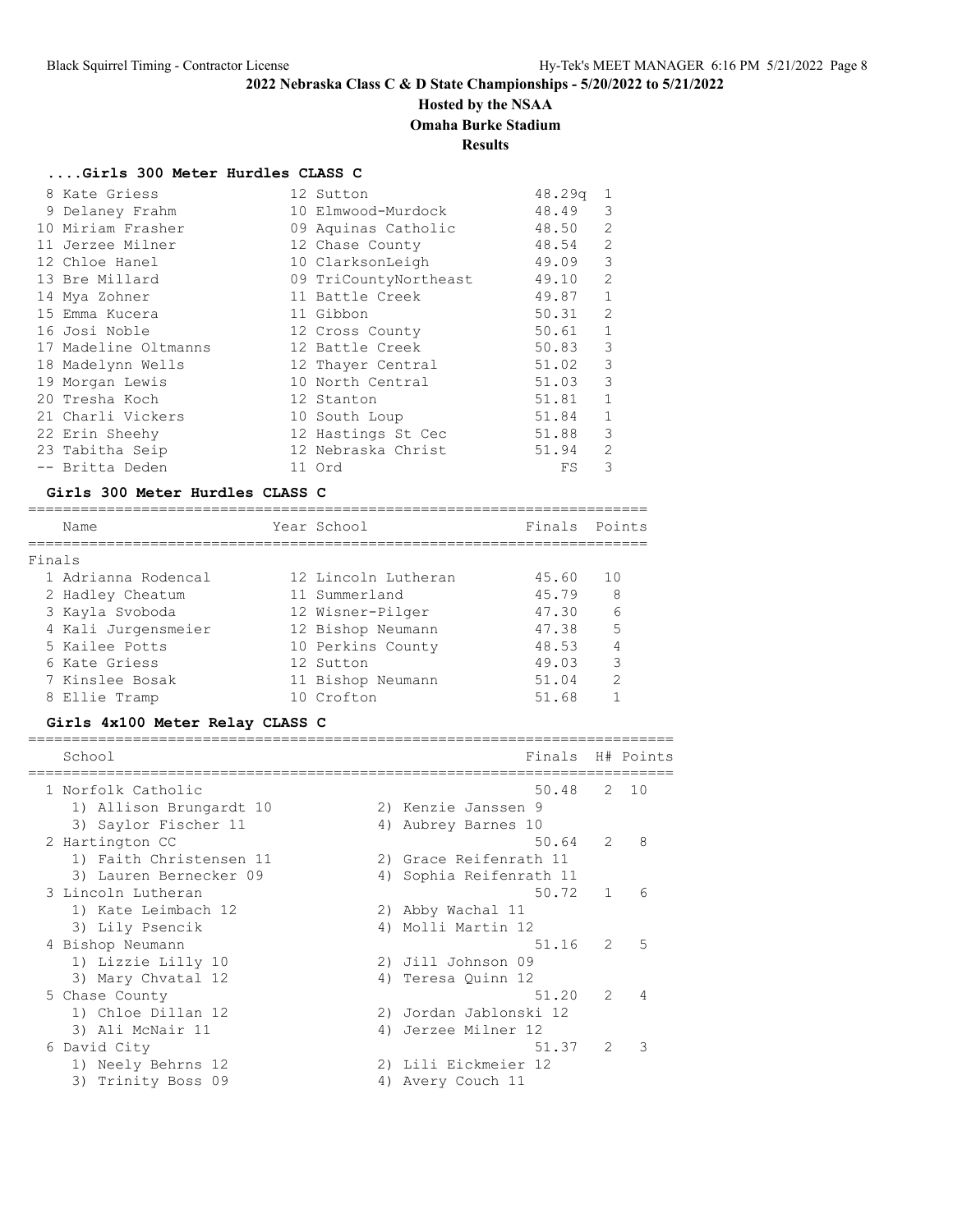# 2022 Nebraska Class C & D State Championships - 5/20/2022 to 5/21/2022

**Hosted by the NSAA**

**Omaha Burke Stadium**

**Results**

### ....Girls 300 Meter Hurdles CLASS C

| Place | Name | Year | School | Prelims | H# |
|---|---|---|---|---|---|
| 8 | Kate Griess | 12 | Sutton | 48.29q | 1 |
| 9 | Delaney Frahm | 10 | Elmwood-Murdock | 48.49 | 3 |
| 10 | Miriam Frasher | 09 | Aquinas Catholic | 48.50 | 2 |
| 11 | Jerzee Milner | 12 | Chase County | 48.54 | 2 |
| 12 | Chloe Hanel | 10 | ClarksonLeigh | 49.09 | 3 |
| 13 | Bre Millard | 09 | TriCountyNortheast | 49.10 | 2 |
| 14 | Mya Zohner | 11 | Battle Creek | 49.87 | 1 |
| 15 | Emma Kucera | 11 | Gibbon | 50.31 | 2 |
| 16 | Josi Noble | 12 | Cross County | 50.61 | 1 |
| 17 | Madeline Oltmanns | 12 | Battle Creek | 50.83 | 3 |
| 18 | Madelynn Wells | 12 | Thayer Central | 51.02 | 3 |
| 19 | Morgan Lewis | 10 | North Central | 51.03 | 3 |
| 20 | Tresha Koch | 12 | Stanton | 51.81 | 1 |
| 21 | Charli Vickers | 10 | South Loup | 51.84 | 1 |
| 22 | Erin Sheehy | 12 | Hastings St Cec | 51.88 | 3 |
| 23 | Tabitha Seip | 12 | Nebraska Christ | 51.94 | 2 |
| -- | Britta Deden | 11 | Ord | FS | 3 |

### Girls 300 Meter Hurdles CLASS C

Finals

| Place | Name | Year | School | Finals | Points |
|---|---|---|---|---|---|
| 1 | Adrianna Rodencal | 12 | Lincoln Lutheran | 45.60 | 10 |
| 2 | Hadley Cheatum | 11 | Summerland | 45.79 | 8 |
| 3 | Kayla Svoboda | 12 | Wisner-Pilger | 47.30 | 6 |
| 4 | Kali Jurgensmeier | 12 | Bishop Neumann | 47.38 | 5 |
| 5 | Kailee Potts | 10 | Perkins County | 48.53 | 4 |
| 6 | Kate Griess | 12 | Sutton | 49.03 | 3 |
| 7 | Kinslee Bosak | 11 | Bishop Neumann | 51.04 | 2 |
| 8 | Ellie Tramp | 10 | Crofton | 51.68 | 1 |

### Girls 4x100 Meter Relay CLASS C

| Place | School | Finals | H# | Points |
|---|---|---|---|---|
| 1 | Norfolk Catholic | 50.48 | 2 | 10 |
| | 1) Allison Brungardt 10, 2) Kenzie Janssen 9, 3) Saylor Fischer 11, 4) Aubrey Barnes 10 | | | |
| 2 | Hartington CC | 50.64 | 2 | 8 |
| | 1) Faith Christensen 11, 2) Grace Reifenrath 11, 3) Lauren Bernecker 09, 4) Sophia Reifenrath 11 | | | |
| 3 | Lincoln Lutheran | 50.72 | 1 | 6 |
| | 1) Kate Leimbach 12, 2) Abby Wachal 11, 3) Lily Psencik, 4) Molli Martin 12 | | | |
| 4 | Bishop Neumann | 51.16 | 2 | 5 |
| | 1) Lizzie Lilly 10, 2) Jill Johnson 09, 3) Mary Chvatal 12, 4) Teresa Quinn 12 | | | |
| 5 | Chase County | 51.20 | 2 | 4 |
| | 1) Chloe Dillan 12, 2) Jordan Jablonski 12, 3) Ali McNair 11, 4) Jerzee Milner 12 | | | |
| 6 | David City | 51.37 | 2 | 3 |
| | 1) Neely Behrns 12, 2) Lili Eickmeier 12, 3) Trinity Boss 09, 4) Avery Couch 11 | | | |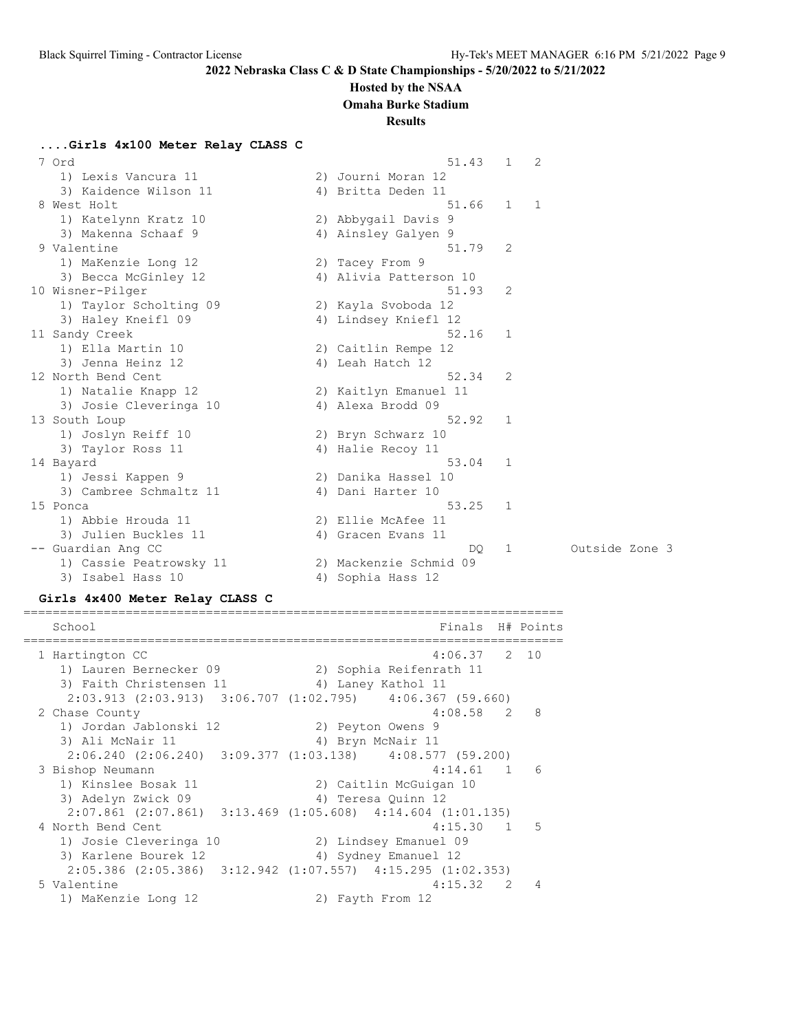**2022 Nebraska Class C & D State Championships - 5/20/2022 to 5/21/2022**

**Hosted by the NSAA**

**Omaha Burke Stadium**

**Results**

### ....Girls 4x100 Meter Relay CLASS C

```
  7 Ord                                                   51.43   1   2
     1) Lexis Vancura 11                2) Journi Moran 12
     3) Kaidence Wilson 11              4) Britta Deden 11
  8 West Holt                                             51.66   1   1
     1) Katelynn Kratz 10               2) Abbygail Davis 9
     3) Makenna Schaaf 9                4) Ainsley Galyen 9
  9 Valentine                                             51.79   2
     1) MaKenzie Long 12                2) Tacey From 9
     3) Becca McGinley 12               4) Alivia Patterson 10
 10 Wisner-Pilger                                         51.93   2
     1) Taylor Scholting 09             2) Kayla Svoboda 12
     3) Haley Kneifl 09                 4) Lindsey Kneifl 12
 11 Sandy Creek                                           52.16   1
     1) Ella Martin 10                  2) Caitlin Rempe 12
     3) Jenna Heinz 12                  4) Leah Hatch 12
 12 North Bend Cent                                       52.34   2
     1) Natalie Knapp 12                2) Kaitlyn Emanuel 11
     3) Josie Cleveringa 10             4) Alexa Brodd 09
 13 South Loup                                            52.92   1
     1) Joslyn Reiff 10                 2) Bryn Schwarz 10
     3) Taylor Ross 11                  4) Halie Recoy 11
 14 Bayard                                                53.04   1
     1) Jessi Kappen 9                  2) Danika Hassel 10
     3) Cambree Schmaltz 11             4) Dani Harter 10
 15 Ponca                                                 53.25   1
     1) Abbie Hrouda 11                 2) Ellie McAfee 11
     3) Julien Buckles 11               4) Gracen Evans 11
 -- Guardian Ang CC                                          DQ   1        Outside Zone 3
     1) Cassie Peatrowsky 11            2) Mackenzie Schmid 09
     3) Isabel Hass 10                  4) Sophia Hass 12
```

### Girls 4x400 Meter Relay CLASS C

```
=======================================================================
   School                                            Finals  H# Points
=======================================================================
  1 Hartington CC                                   4:06.37   2  10
     1) Lauren Bernecker 09             2) Sophia Reifenrath 11
     3) Faith Christensen 11            4) Laney Kathol 11
     2:03.913 (2:03.913)  3:06.707 (1:02.795)   4:06.367 (59.660)
  2 Chase County                                    4:08.58   2   8
     1) Jordan Jablonski 12             2) Peyton Owens 9
     3) Ali McNair 11                   4) Bryn McNair 11
     2:06.240 (2:06.240)  3:09.377 (1:03.138)   4:08.577 (59.200)
  3 Bishop Neumann                                  4:14.61   1   6
     1) Kinslee Bosak 11                2) Caitlin McGuigan 10
     3) Adelyn Zwick 09                 4) Teresa Quinn 12
     2:07.861 (2:07.861)  3:13.469 (1:05.608)  4:14.604 (1:01.135)
  4 North Bend Cent                                 4:15.30   1   5
     1) Josie Cleveringa 10             2) Lindsey Emanuel 09
     3) Karlene Bourek 12               4) Sydney Emanuel 12
     2:05.386 (2:05.386)  3:12.942 (1:07.557)  4:15.295 (1:02.353)
  5 Valentine                                       4:15.32   2   4
     1) MaKenzie Long 12                2) Fayth From 12
```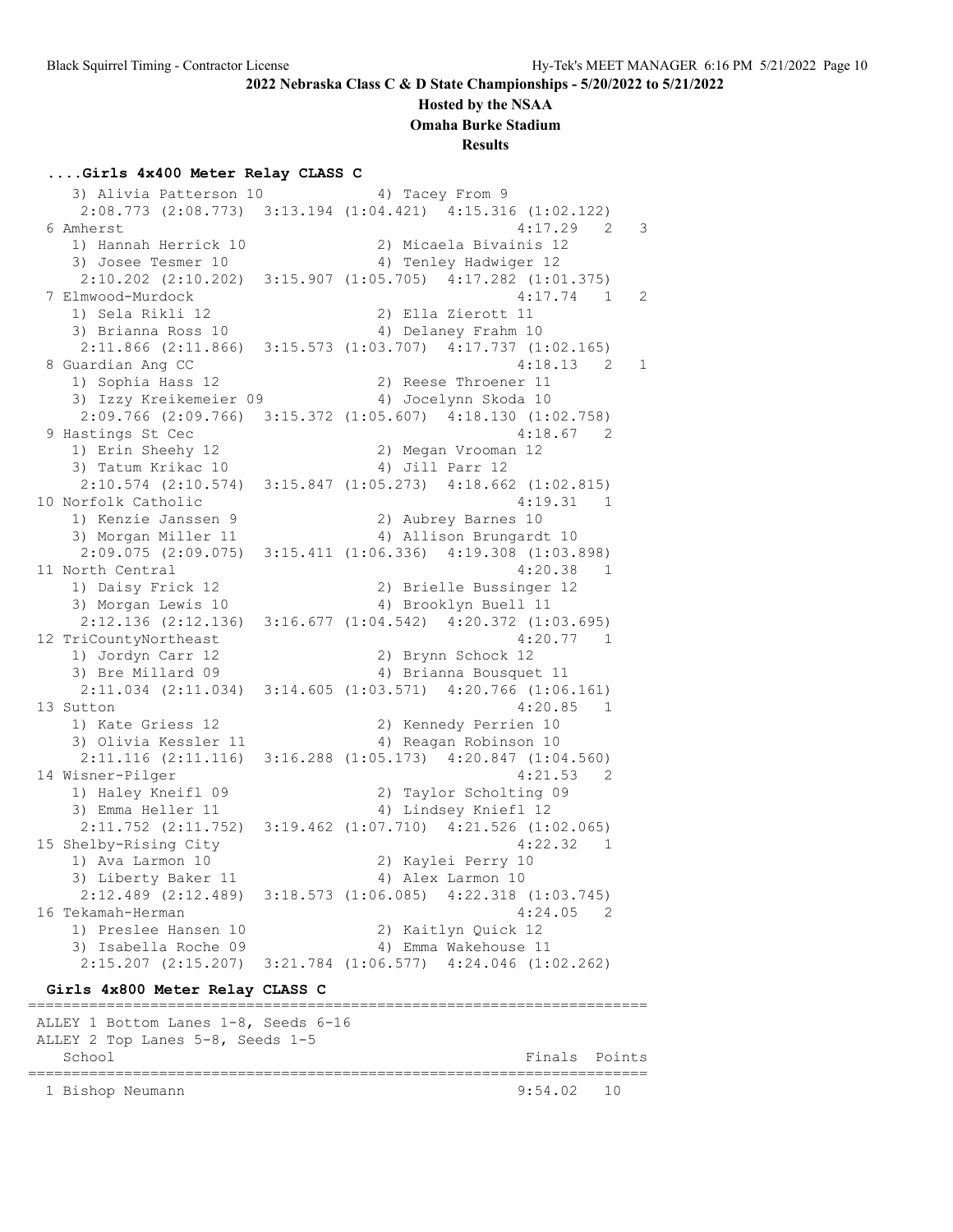**2022 Nebraska Class C & D State Championships - 5/20/2022 to 5/21/2022**

**Hosted by the NSAA**

**Omaha Burke Stadium**

**Results**

### ....Girls 4x400 Meter Relay CLASS C

```
    3) Alivia Patterson 10            4) Tacey From 9
     2:08.773 (2:08.773)  3:13.194 (1:04.421)  4:15.316 (1:02.122)
  6 Amherst                                               4:17.29   2    3
     1) Hannah Herrick 10              2) Micaela Bivainis 12
     3) Josee Tesmer 10                4) Tenley Hadwiger 12
     2:10.202 (2:10.202)  3:15.907 (1:05.705)  4:17.282 (1:01.375)
  7 Elmwood-Murdock                                       4:17.74   1    2
     1) Sela Rikli 12                  2) Ella Zierott 11
     3) Brianna Ross 10                4) Delaney Frahm 10
     2:11.866 (2:11.866)  3:15.573 (1:03.707)  4:17.737 (1:02.165)
  8 Guardian Ang CC                                       4:18.13   2    1
     1) Sophia Hass 12                 2) Reese Throener 11
     3) Izzy Kreikemeier 09            4) Jocelynn Skoda 10
     2:09.766 (2:09.766)  3:15.372 (1:05.607)  4:18.130 (1:02.758)
  9 Hastings St Cec                                       4:18.67   2
     1) Erin Sheehy 12                 2) Megan Vrooman 12
     3) Tatum Krikac 10                4) Jill Parr 12
     2:10.574 (2:10.574)  3:15.847 (1:05.273)  4:18.662 (1:02.815)
 10 Norfolk Catholic                                      4:19.31   1
     1) Kenzie Janssen 9               2) Aubrey Barnes 10
     3) Morgan Miller 11               4) Allison Brungardt 10
     2:09.075 (2:09.075)  3:15.411 (1:06.336)  4:19.308 (1:03.898)
 11 North Central                                         4:20.38   1
     1) Daisy Frick 12                 2) Brielle Bussinger 12
     3) Morgan Lewis 10                4) Brooklyn Buell 11
     2:12.136 (2:12.136)  3:16.677 (1:04.542)  4:20.372 (1:03.695)
 12 TriCountyNortheast                                    4:20.77   1
     1) Jordyn Carr 12                 2) Brynn Schock 12
     3) Bre Millard 09                 4) Brianna Bousquet 11
     2:11.034 (2:11.034)  3:14.605 (1:03.571)  4:20.766 (1:06.161)
 13 Sutton                                                4:20.85   1
     1) Kate Griess 12                 2) Kennedy Perrien 10
     3) Olivia Kessler 11              4) Reagan Robinson 10
     2:11.116 (2:11.116)  3:16.288 (1:05.173)  4:20.847 (1:04.560)
 14 Wisner-Pilger                                         4:21.53   2
     1) Haley Kneifl 09                2) Taylor Scholting 09
     3) Emma Heller 11                 4) Lindsey Kniefl 12
     2:11.752 (2:11.752)  3:19.462 (1:07.710)  4:21.526 (1:02.065)
 15 Shelby-Rising City                                    4:22.32   1
     1) Ava Larmon 10                  2) Kaylei Perry 10
     3) Liberty Baker 11               4) Alex Larmon 10
     2:12.489 (2:12.489)  3:18.573 (1:06.085)  4:22.318 (1:03.745)
 16 Tekamah-Herman                                        4:24.05   2
     1) Preslee Hansen 10              2) Kaitlyn Quick 12
     3) Isabella Roche 09              4) Emma Wakehouse 11
     2:15.207 (2:15.207)  3:21.784 (1:06.577)  4:24.046 (1:02.262)
```

### Girls 4x800 Meter Relay CLASS C

```
=======================================================================
 ALLEY 1 Bottom Lanes 1-8, Seeds 6-16
 ALLEY 2 Top Lanes 5-8, Seeds 1-5
    School                                               Finals  Points
=======================================================================
  1 Bishop Neumann                                      9:54.02   10
```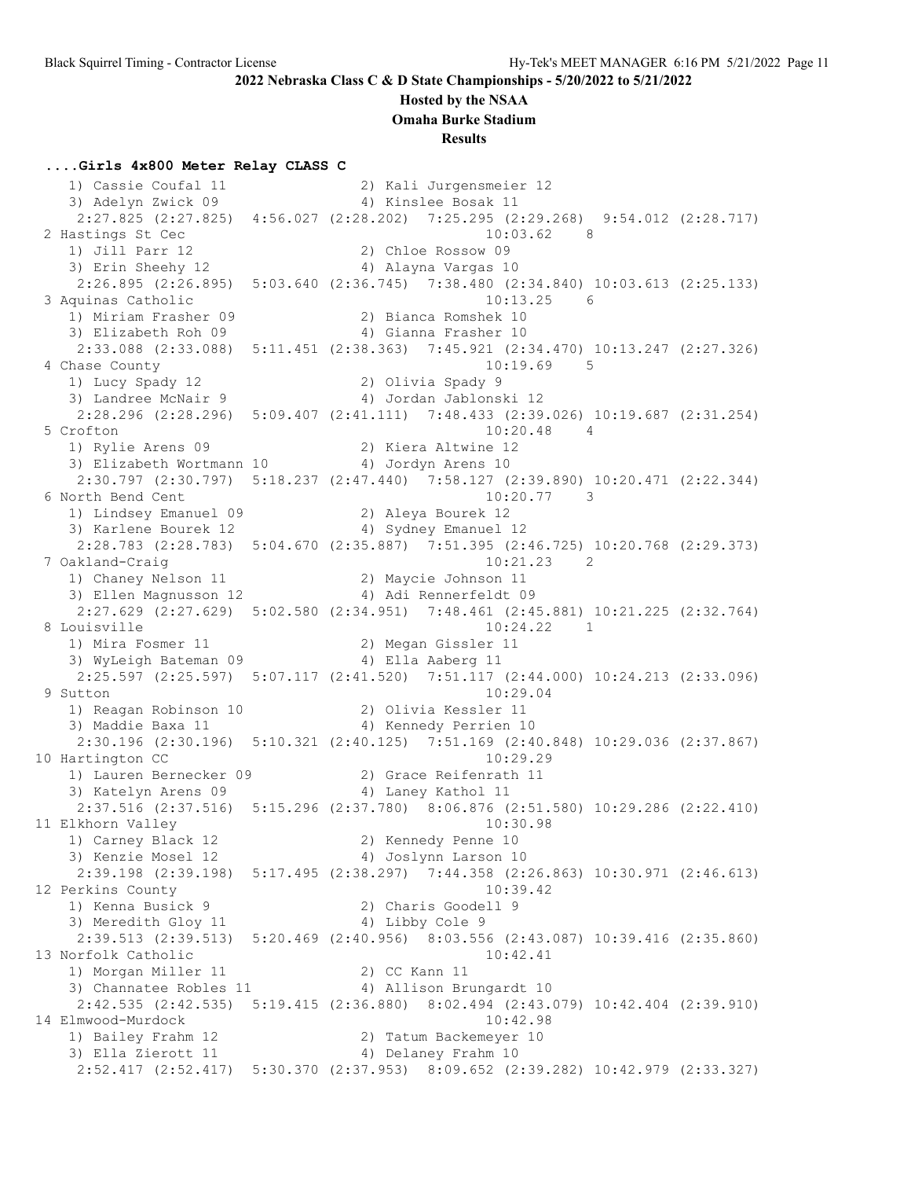## 2022 Nebraska Class C & D State Championships - 5/20/2022 to 5/21/2022

**Hosted by the NSAA**

**Omaha Burke Stadium**

**Results**

### ....Girls 4x800 Meter Relay CLASS C

```
    1) Cassie Coufal 11               2) Kali Jurgensmeier 12
    3) Adelyn Zwick 09                4) Kinslee Bosak 11
     2:27.825 (2:27.825)  4:56.027 (2:28.202)  7:25.295 (2:29.268)  9:54.012 (2:28.717)
  2 Hastings St Cec                                      10:03.62    8
    1) Jill Parr 12                   2) Chloe Rossow 09
    3) Erin Sheehy 12                 4) Alayna Vargas 10
     2:26.895 (2:26.895)  5:03.640 (2:36.745)  7:38.480 (2:34.840) 10:03.613 (2:25.133)
  3 Aquinas Catholic                                     10:13.25    6
    1) Miriam Frasher 09              2) Bianca Romshek 10
    3) Elizabeth Roh 09               4) Gianna Frasher 10
     2:33.088 (2:33.088)  5:11.451 (2:38.363)  7:45.921 (2:34.470) 10:13.247 (2:27.326)
  4 Chase County                                         10:19.69    5
    1) Lucy Spady 12                  2) Olivia Spady 9
    3) Landree McNair 9               4) Jordan Jablonski 12
     2:28.296 (2:28.296)  5:09.407 (2:41.111)  7:48.433 (2:39.026) 10:19.687 (2:31.254)
  5 Crofton                                              10:20.48    4
    1) Rylie Arens 09                 2) Kiera Altwine 12
    3) Elizabeth Wortmann 10          4) Jordyn Arens 10
     2:30.797 (2:30.797)  5:18.237 (2:47.440)  7:58.127 (2:39.890) 10:20.471 (2:22.344)
  6 North Bend Cent                                      10:20.77    3
    1) Lindsey Emanuel 09             2) Aleya Bourek 12
    3) Karlene Bourek 12              4) Sydney Emanuel 12
     2:28.783 (2:28.783)  5:04.670 (2:35.887)  7:51.395 (2:46.725) 10:20.768 (2:29.373)
  7 Oakland-Craig                                        10:21.23    2
    1) Chaney Nelson 11               2) Maycie Johnson 11
    3) Ellen Magnusson 12             4) Adi Rennerfeldt 09
     2:27.629 (2:27.629)  5:02.580 (2:34.951)  7:48.461 (2:45.881) 10:21.225 (2:32.764)
  8 Louisville                                           10:24.22    1
    1) Mira Fosmer 11                 2) Megan Gissler 11
    3) WyLeigh Bateman 09             4) Ella Aaberg 11
     2:25.597 (2:25.597)  5:07.117 (2:41.520)  7:51.117 (2:44.000) 10:24.213 (2:33.096)
  9 Sutton                                               10:29.04
    1) Reagan Robinson 10             2) Olivia Kessler 11
    3) Maddie Baxa 11                 4) Kennedy Perrien 10
     2:30.196 (2:30.196)  5:10.321 (2:40.125)  7:51.169 (2:40.848) 10:29.036 (2:37.867)
 10 Hartington CC                                        10:29.29
    1) Lauren Bernecker 09            2) Grace Reifenrath 11
    3) Katelyn Arens 09               4) Laney Kathol 11
     2:37.516 (2:37.516)  5:15.296 (2:37.780)  8:06.876 (2:51.580) 10:29.286 (2:22.410)
 11 Elkhorn Valley                                       10:30.98
    1) Carney Black 12                2) Kennedy Penne 10
    3) Kenzie Mosel 12                4) Joslynn Larson 10
     2:39.198 (2:39.198)  5:17.495 (2:38.297)  7:44.358 (2:26.863) 10:30.971 (2:46.613)
 12 Perkins County                                       10:39.42
    1) Kenna Busick 9                 2) Charis Goodell 9
    3) Meredith Gloy 11               4) Libby Cole 9
     2:39.513 (2:39.513)  5:20.469 (2:40.956)  8:03.556 (2:43.087) 10:39.416 (2:35.860)
 13 Norfolk Catholic                                     10:42.41
    1) Morgan Miller 11               2) CC Kann 11
    3) Channatee Robles 11            4) Allison Brungardt 10
     2:42.535 (2:42.535)  5:19.415 (2:36.880)  8:02.494 (2:43.079) 10:42.404 (2:39.910)
 14 Elmwood-Murdock                                      10:42.98
    1) Bailey Frahm 12                2) Tatum Backemeyer 10
    3) Ella Zierott 11                4) Delaney Frahm 10
     2:52.417 (2:52.417)  5:30.370 (2:37.953)  8:09.652 (2:39.282) 10:42.979 (2:33.327)
```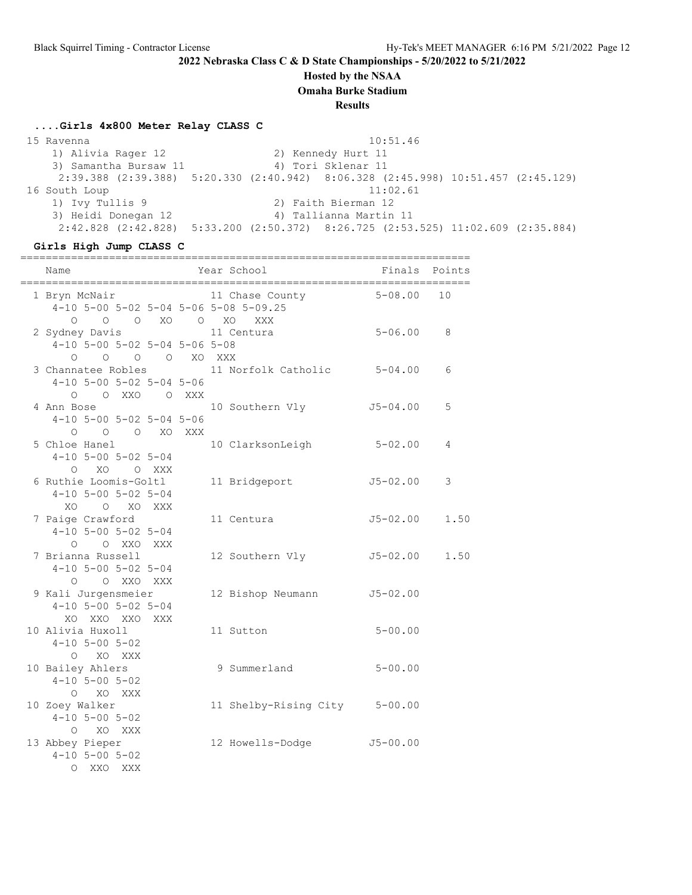**2022 Nebraska Class C & D State Championships - 5/20/2022 to 5/21/2022**

**Hosted by the NSAA**

**Omaha Burke Stadium**

**Results**

### ....Girls 4x800 Meter Relay CLASS C

```
 15 Ravenna                                          10:51.46
    1) Alivia Rager 12                2) Kennedy Hurt 11
    3) Samantha Bursaw 11             4) Tori Sklenar 11
     2:39.388 (2:39.388)  5:20.330 (2:40.942)  8:06.328 (2:45.998) 10:51.457 (2:45.129)
 16 South Loup                                       11:02.61
    1) Ivy Tullis 9                   2) Faith Bierman 12
    3) Heidi Donegan 12               4) Tallianna Martin 11
     2:42.828 (2:42.828)  5:33.200 (2:50.372)  8:26.725 (2:53.525) 11:02.609 (2:35.884)
```

### Girls High Jump CLASS C

```
=======================================================================
    Name                    Year School                 Finals  Points
=======================================================================
  1 Bryn McNair               11 Chase County           5-08.00   10
     4-10 5-00 5-02 5-04 5-06 5-08 5-09.25
        O    O    O   XO    O   XO  XXX
  2 Sydney Davis              11 Centura                5-06.00    8
     4-10 5-00 5-02 5-04 5-06 5-08
        O    O    O    O   XO  XXX
  3 Channatee Robles          11 Norfolk Catholic       5-04.00    6
     4-10 5-00 5-02 5-04 5-06
        O    O  XXO    O  XXX
  4 Ann Bose                  10 Southern Vly          J5-04.00    5
     4-10 5-00 5-02 5-04 5-06
        O    O    O   XO  XXX
  5 Chloe Hanel               10 ClarksonLeigh          5-02.00    4
     4-10 5-00 5-02 5-04
        O   XO    O  XXX
  6 Ruthie Loomis-Goltl       11 Bridgeport            J5-02.00    3
     4-10 5-00 5-02 5-04
       XO    O   XO  XXX
  7 Paige Crawford            11 Centura               J5-02.00    1.50
     4-10 5-00 5-02 5-04
        O    O  XXO  XXX
  7 Brianna Russell           12 Southern Vly          J5-02.00    1.50
     4-10 5-00 5-02 5-04
        O    O  XXO  XXX
  9 Kali Jurgensmeier         12 Bishop Neumann        J5-02.00
     4-10 5-00 5-02 5-04
       XO  XXO  XXO  XXX
 10 Alivia Huxoll             11 Sutton                 5-00.00
     4-10 5-00 5-02
        O   XO  XXX
 10 Bailey Ahlers              9 Summerland             5-00.00
     4-10 5-00 5-02
        O   XO  XXX
 10 Zoey Walker               11 Shelby-Rising City     5-00.00
     4-10 5-00 5-02
        O   XO  XXX
 13 Abbey Pieper              12 Howells-Dodge         J5-00.00
     4-10 5-00 5-02
        O  XXO  XXX
```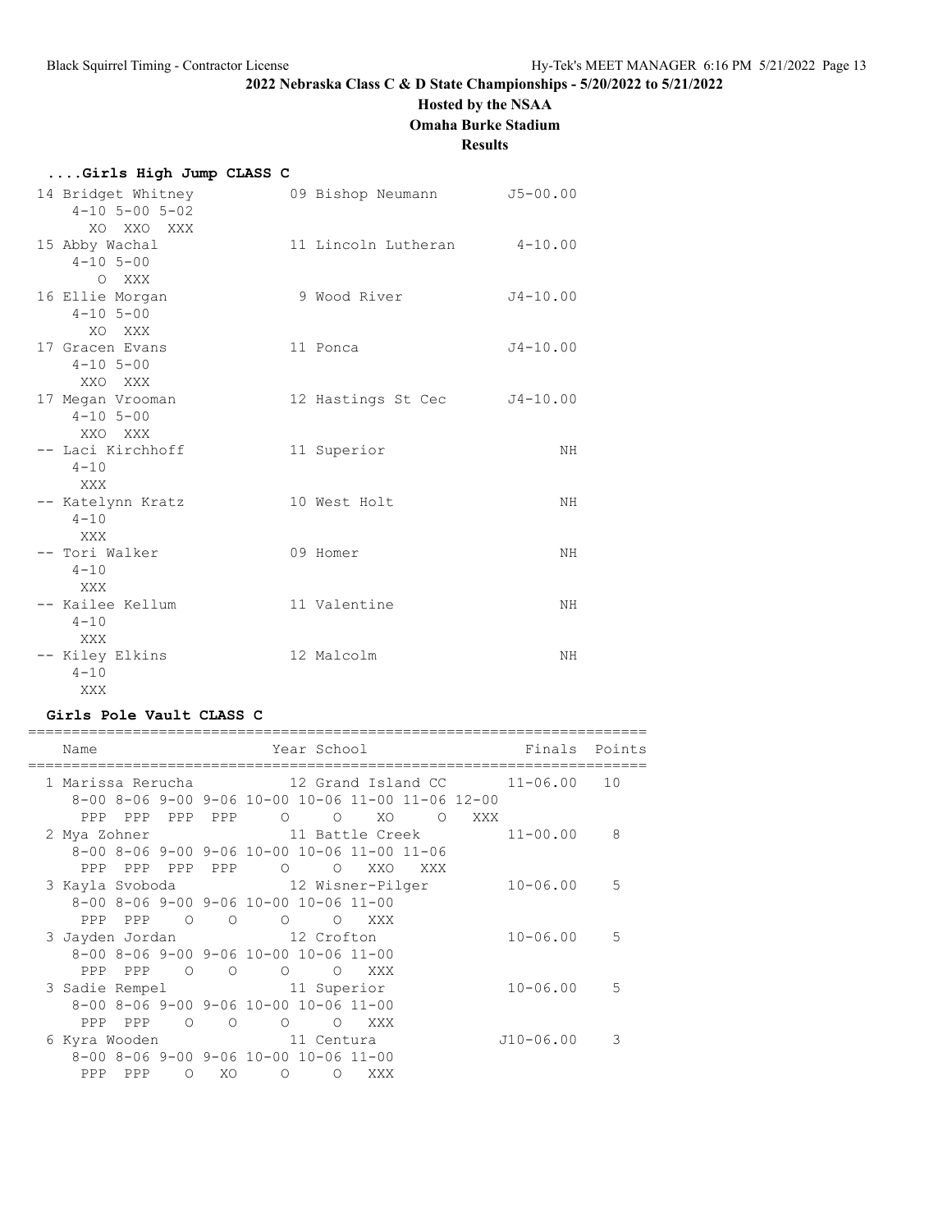## 2022 Nebraska Class C & D State Championships - 5/20/2022 to 5/21/2022

**Hosted by the NSAA**

**Omaha Burke Stadium**

**Results**

### ....Girls High Jump CLASS C

```
 14 Bridget Whitney           09 Bishop Neumann        J5-00.00
     4-10 5-00 5-02
       XO  XXO  XXX
 15 Abby Wachal               11 Lincoln Lutheran       4-10.00
     4-10 5-00
        O  XXX
 16 Ellie Morgan               9 Wood River            J4-10.00
     4-10 5-00
       XO  XXX
 17 Gracen Evans              11 Ponca                 J4-10.00
     4-10 5-00
      XXO  XXX
 17 Megan Vrooman             12 Hastings St Cec       J4-10.00
     4-10 5-00
      XXO  XXX
 -- Laci Kirchhoff            11 Superior                    NH
     4-10
      XXX
 -- Katelynn Kratz            10 West Holt                   NH
     4-10
      XXX
 -- Tori Walker               09 Homer                       NH
     4-10
      XXX
 -- Kailee Kellum             11 Valentine                   NH
     4-10
      XXX
 -- Kiley Elkins              12 Malcolm                     NH
     4-10
      XXX
```

### Girls Pole Vault CLASS C

```
=======================================================================
   Name                    Year School                  Finals  Points
=======================================================================
  1 Marissa Rerucha         12 Grand Island CC         11-06.00   10
     8-00 8-06 9-00 9-06 10-00 10-06 11-00 11-06 12-00
      PPP  PPP  PPP  PPP     O     O    XO     O   XXX
  2 Mya Zohner              11 Battle Creek            11-00.00    8
     8-00 8-06 9-00 9-06 10-00 10-06 11-00 11-06
      PPP  PPP  PPP  PPP     O     O   XXO   XXX
  3 Kayla Svoboda           12 Wisner-Pilger           10-06.00    5
     8-00 8-06 9-00 9-06 10-00 10-06 11-00
      PPP  PPP    O    O     O     O   XXX
  3 Jayden Jordan           12 Crofton                 10-06.00    5
     8-00 8-06 9-00 9-06 10-00 10-06 11-00
      PPP  PPP    O    O     O     O   XXX
  3 Sadie Rempel            11 Superior                10-06.00    5
     8-00 8-06 9-00 9-06 10-00 10-06 11-00
      PPP  PPP    O    O     O     O   XXX
  6 Kyra Wooden             11 Centura                J10-06.00    3
     8-00 8-06 9-00 9-06 10-00 10-06 11-00
      PPP  PPP    O   XO     O     O   XXX
```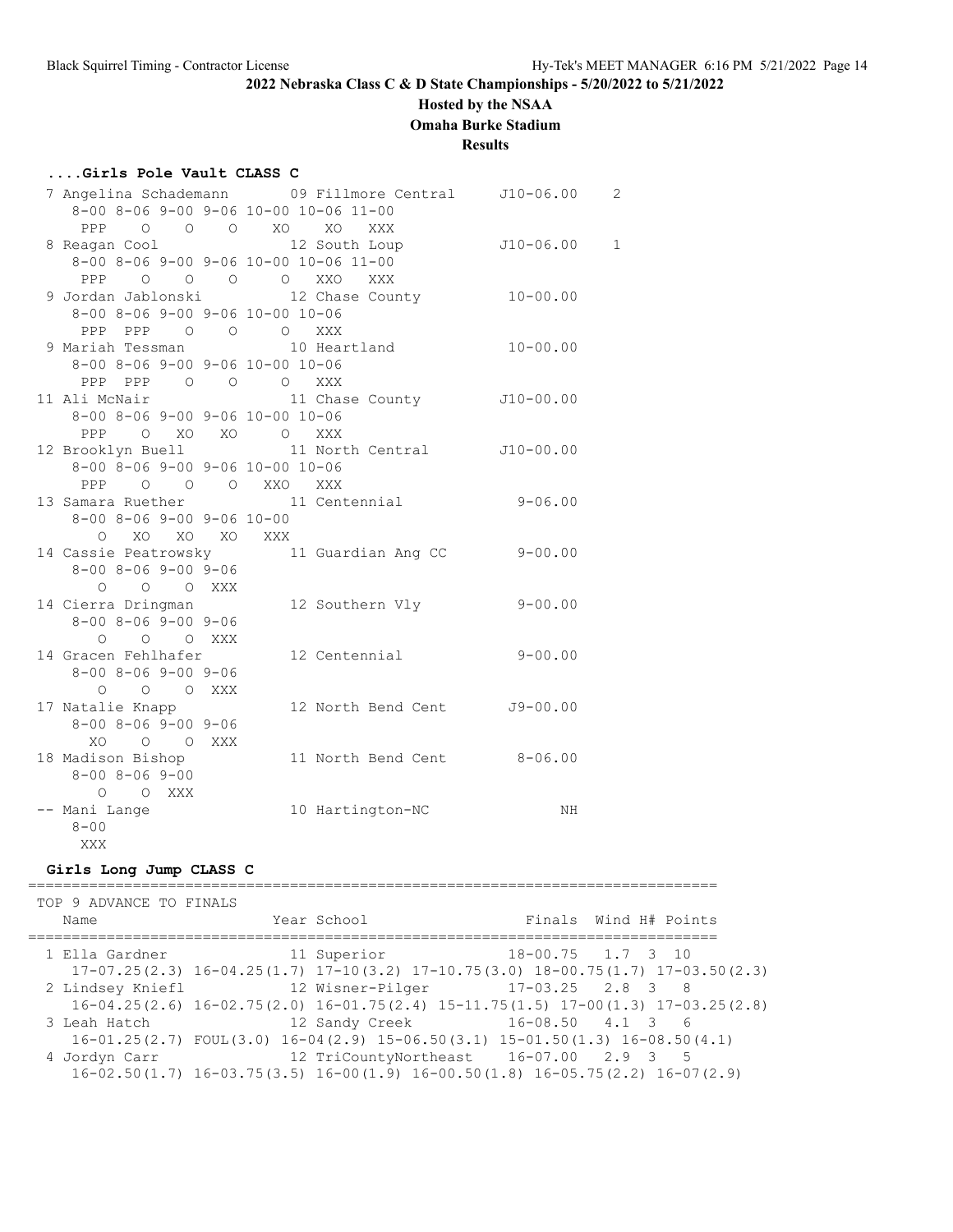# 2022 Nebraska Class C & D State Championships - 5/20/2022 to 5/21/2022

**Hosted by the NSAA**

**Omaha Burke Stadium**

**Results**

### ....Girls Pole Vault CLASS C

```
 7 Angelina Schademann      09 Fillmore Central     J10-06.00    2
    8-00 8-06 9-00 9-06 10-00 10-06 11-00
     PPP    O    O    O    XO    XO   XXX
 8 Reagan Cool              12 South Loup           J10-06.00    1
    8-00 8-06 9-00 9-06 10-00 10-06 11-00
     PPP    O    O    O     O   XXO   XXX
 9 Jordan Jablonski         12 Chase County          10-00.00
    8-00 8-06 9-00 9-06 10-00 10-06
     PPP  PPP    O    O     O   XXX
 9 Mariah Tessman           10 Heartland             10-00.00
    8-00 8-06 9-00 9-06 10-00 10-06
     PPP  PPP    O    O     O   XXX
11 Ali McNair               11 Chase County         J10-00.00
    8-00 8-06 9-00 9-06 10-00 10-06
     PPP    O   XO   XO     O   XXX
12 Brooklyn Buell           11 North Central        J10-00.00
    8-00 8-06 9-00 9-06 10-00 10-06
     PPP    O    O    O   XXO   XXX
13 Samara Ruether           11 Centennial             9-06.00
    8-00 8-06 9-00 9-06 10-00
       O   XO   XO   XO   XXX
14 Cassie Peatrowsky        11 Guardian Ang CC        9-00.00
    8-00 8-06 9-00 9-06
       O    O    O  XXX
14 Cierra Dringman          12 Southern Vly           9-00.00
    8-00 8-06 9-00 9-06
       O    O    O  XXX
14 Gracen Fehlhafer         12 Centennial             9-00.00
    8-00 8-06 9-00 9-06
       O    O    O  XXX
17 Natalie Knapp            12 North Bend Cent       J9-00.00
    8-00 8-06 9-00 9-06
      XO    O    O  XXX
18 Madison Bishop           11 North Bend Cent        8-06.00
    8-00 8-06 9-00
       O    O  XXX
-- Mani Lange               10 Hartington-NC               NH
    8-00
     XXX
```

### Girls Long Jump CLASS C

```
================================================================================
 TOP 9 ADVANCE TO FINALS
    Name                    Year School                 Finals  Wind H# Points
================================================================================
  1 Ella Gardner            11 Superior               18-00.75   1.7  3  10
     17-07.25(2.3) 16-04.25(1.7) 17-10(3.2) 17-10.75(3.0) 18-00.75(1.7) 17-03.50(2.3)
  2 Lindsey Kniefl          12 Wisner-Pilger          17-03.25   2.8  3   8
     16-04.25(2.6) 16-02.75(2.0) 16-01.75(2.4) 15-11.75(1.5) 17-00(1.3) 17-03.25(2.8)
  3 Leah Hatch              12 Sandy Creek            16-08.50   4.1  3   6
     16-01.25(2.7) FOUL(3.0) 16-04(2.9) 15-06.50(3.1) 15-01.50(1.3) 16-08.50(4.1)
  4 Jordyn Carr             12 TriCountyNortheast     16-07.00   2.9  3   5
     16-02.50(1.7) 16-03.75(3.5) 16-00(1.9) 16-00.50(1.8) 16-05.75(2.2) 16-07(2.9)
```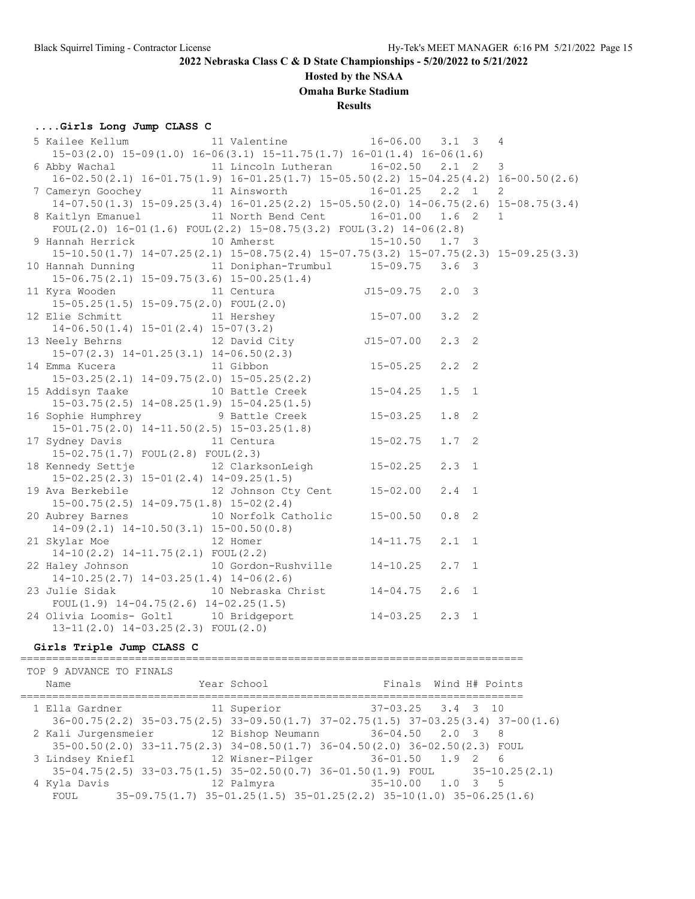# 2022 Nebraska Class C & D State Championships - 5/20/2022 to 5/21/2022

**Hosted by the NSAA**

**Omaha Burke Stadium**

**Results**

### ....Girls Long Jump CLASS C

```
 5 Kailee Kellum             11 Valentine            16-06.00   3.1  3   4
    15-03(2.0) 15-09(1.0) 16-06(3.1) 15-11.75(1.7) 16-01(1.4) 16-06(1.6)
 6 Abby Wachal               11 Lincoln Lutheran     16-02.50   2.1  2   3
    16-02.50(2.1) 16-01.75(1.9) 16-01.25(1.7) 15-05.50(2.2) 15-04.25(4.2) 16-00.50(2.6)
 7 Cameryn Goochey           11 Ainsworth            16-01.25   2.2  1   2
    14-07.50(1.3) 15-09.25(3.4) 16-01.25(2.2) 15-05.50(2.0) 14-06.75(2.6) 15-08.75(3.4)
 8 Kaitlyn Emanuel           11 North Bend Cent      16-01.00   1.6  2   1
    FOUL(2.0) 16-01(1.6) FOUL(2.2) 15-08.75(3.2) FOUL(3.2) 14-06(2.8)
 9 Hannah Herrick            10 Amherst              15-10.50   1.7  3
    15-10.50(1.7) 14-07.25(2.1) 15-08.75(2.4) 15-07.75(3.2) 15-07.75(2.3) 15-09.25(3.3)
10 Hannah Dunning            11 Doniphan-Trumbul     15-09.75   3.6  3
    15-06.75(2.1) 15-09.75(3.6) 15-00.25(1.4)
11 Kyra Wooden               11 Centura             J15-09.75   2.0  3
    15-05.25(1.5) 15-09.75(2.0) FOUL(2.0)
12 Elie Schmitt              11 Hershey              15-07.00   3.2  2
    14-06.50(1.4) 15-01(2.4) 15-07(3.2)
13 Neely Behrns              12 David City          J15-07.00   2.3  2
    15-07(2.3) 14-01.25(3.1) 14-06.50(2.3)
14 Emma Kucera               11 Gibbon               15-05.25   2.2  2
    15-03.25(2.1) 14-09.75(2.0) 15-05.25(2.2)
15 Addisyn Taake             10 Battle Creek         15-04.25   1.5  1
    15-03.75(2.5) 14-08.25(1.9) 15-04.25(1.5)
16 Sophie Humphrey            9 Battle Creek         15-03.25   1.8  2
    15-01.75(2.0) 14-11.50(2.5) 15-03.25(1.8)
17 Sydney Davis              11 Centura              15-02.75   1.7  2
    15-02.75(1.7) FOUL(2.8) FOUL(2.3)
18 Kennedy Settje            12 ClarksonLeigh        15-02.25   2.3  1
    15-02.25(2.3) 15-01(2.4) 14-09.25(1.5)
19 Ava Berkebile             12 Johnson Cty Cent     15-02.00   2.4  1
    15-00.75(2.5) 14-09.75(1.8) 15-02(2.4)
20 Aubrey Barnes             10 Norfolk Catholic     15-00.50   0.8  2
    14-09(2.1) 14-10.50(3.1) 15-00.50(0.8)
21 Skylar Moe                12 Homer                14-11.75   2.1  1
    14-10(2.2) 14-11.75(2.1) FOUL(2.2)
22 Haley Johnson             10 Gordon-Rushville     14-10.25   2.7  1
    14-10.25(2.7) 14-03.25(1.4) 14-06(2.6)
23 Julie Sidak               10 Nebraska Christ      14-04.75   2.6  1
    FOUL(1.9) 14-04.75(2.6) 14-02.25(1.5)
24 Olivia Loomis- Goltl      10 Bridgeport           14-03.25   2.3  1
    13-11(2.0) 14-03.25(2.3) FOUL(2.0)
```

### Girls Triple Jump CLASS C

```
===============================================================================
 TOP 9 ADVANCE TO FINALS
    Name                    Year School                Finals  Wind H# Points
===============================================================================
  1 Ella Gardner             11 Superior             37-03.25   3.4  3  10
    36-00.75(2.2) 35-03.75(2.5) 33-09.50(1.7) 37-02.75(1.5) 37-03.25(3.4) 37-00(1.6)
  2 Kali Jurgensmeier        12 Bishop Neumann       36-04.50   2.0  3   8
    35-00.50(2.0) 33-11.75(2.3) 34-08.50(1.7) 36-04.50(2.0) 36-02.50(2.3) FOUL
  3 Lindsey Kniefl           12 Wisner-Pilger        36-01.50   1.9  2   6
    35-04.75(2.5) 33-03.75(1.5) 35-02.50(0.7) 36-01.50(1.9) FOUL      35-10.25(2.1)
  4 Kyla Davis               12 Palmyra              35-10.00   1.0  3   5
    FOUL      35-09.75(1.7) 35-01.25(1.5) 35-01.25(2.2) 35-10(1.0) 35-06.25(1.6)
```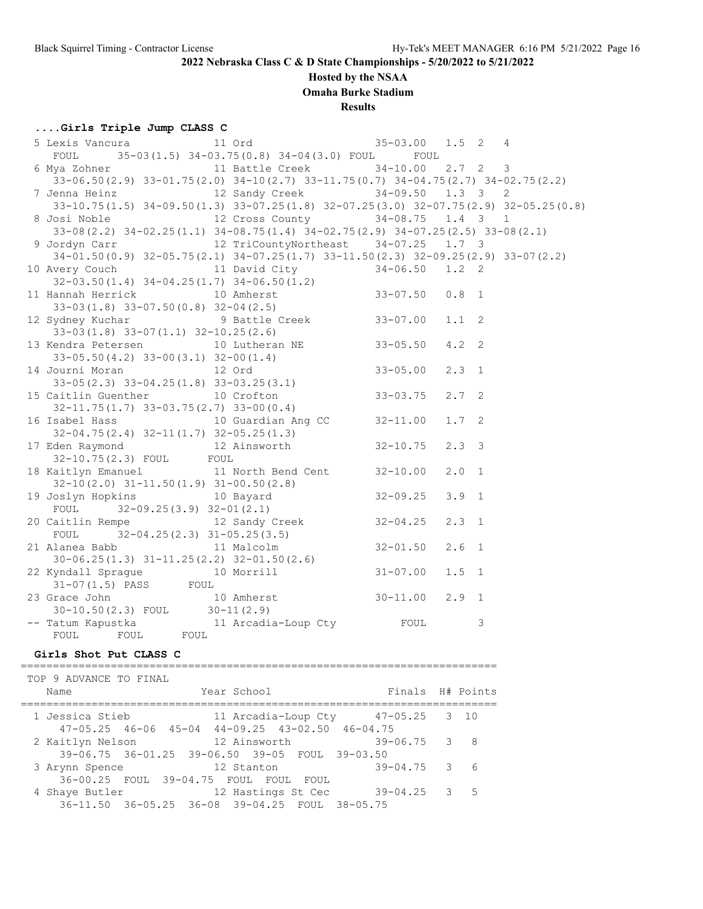**2022 Nebraska Class C & D State Championships - 5/20/2022 to 5/21/2022**

**Hosted by the NSAA**

**Omaha Burke Stadium**

**Results**

### ....Girls Triple Jump CLASS C

```
  5 Lexis Vancura            11 Ord                    35-03.00   1.5  2   4
     FOUL      35-03(1.5) 34-03.75(0.8) 34-04(3.0) FOUL      FOUL
  6 Mya Zohner               11 Battle Creek           34-10.00   2.7  2   3
     33-06.50(2.9) 33-01.75(2.0) 34-10(2.7) 33-11.75(0.7) 34-04.75(2.7) 34-02.75(2.2)
  7 Jenna Heinz              12 Sandy Creek            34-09.50   1.3  3   2
     33-10.75(1.5) 34-09.50(1.3) 33-07.25(1.8) 32-07.25(3.0) 32-07.75(2.9) 32-05.25(0.8)
  8 Josi Noble               12 Cross County           34-08.75   1.4  3   1
     33-08(2.2) 34-02.25(1.1) 34-08.75(1.4) 34-02.75(2.9) 34-07.25(2.5) 33-08(2.1)
  9 Jordyn Carr              12 TriCountyNortheast     34-07.25   1.7  3
     34-01.50(0.9) 32-05.75(2.1) 34-07.25(1.7) 33-11.50(2.3) 32-09.25(2.9) 33-07(2.2)
 10 Avery Couch              11 David City             34-06.50   1.2  2
     32-03.50(1.4) 34-04.25(1.7) 34-06.50(1.2)
 11 Hannah Herrick           10 Amherst                33-07.50   0.8  1
     33-03(1.8) 33-07.50(0.8) 32-04(2.5)
 12 Sydney Kuchar             9 Battle Creek           33-07.00   1.1  2
     33-03(1.8) 33-07(1.1) 32-10.25(2.6)
 13 Kendra Petersen          10 Lutheran NE            33-05.50   4.2  2
     33-05.50(4.2) 33-00(3.1) 32-00(1.4)
 14 Journi Moran             12 Ord                    33-05.00   2.3  1
     33-05(2.3) 33-04.25(1.8) 33-03.25(3.1)
 15 Caitlin Guenther         10 Crofton                33-03.75   2.7  2
     32-11.75(1.7) 33-03.75(2.7) 33-00(0.4)
 16 Isabel Hass              10 Guardian Ang CC        32-11.00   1.7  2
     32-04.75(2.4) 32-11(1.7) 32-05.25(1.3)
 17 Eden Raymond             12 Ainsworth              32-10.75   2.3  3
     32-10.75(2.3) FOUL      FOUL
 18 Kaitlyn Emanuel          11 North Bend Cent        32-10.00   2.0  1
     32-10(2.0) 31-11.50(1.9) 31-00.50(2.8)
 19 Joslyn Hopkins           10 Bayard                 32-09.25   3.9  1
     FOUL      32-09.25(3.9) 32-01(2.1)
 20 Caitlin Rempe            12 Sandy Creek            32-04.25   2.3  1
     FOUL      32-04.25(2.3) 31-05.25(3.5)
 21 Alanea Babb              11 Malcolm                32-01.50   2.6  1
     30-06.25(1.3) 31-11.25(2.2) 32-01.50(2.6)
 22 Kyndall Sprague          10 Morrill                31-07.00   1.5  1
     31-07(1.5) PASS      FOUL
 23 Grace John               10 Amherst                30-11.00   2.9  1
     30-10.50(2.3) FOUL      30-11(2.9)
 -- Tatum Kapustka           11 Arcadia-Loup Cty          FOUL         3
     FOUL      FOUL      FOUL
```

### Girls Shot Put CLASS C

```
=========================================================================
 TOP 9 ADVANCE TO FINAL
    Name                    Year School                 Finals  H# Points
=========================================================================
  1 Jessica Stieb            11 Arcadia-Loup Cty      47-05.25   3  10
     47-05.25  46-06  45-04  44-09.25  43-02.50  46-04.75
  2 Kaitlyn Nelson           12 Ainsworth             39-06.75   3   8
     39-06.75  36-01.25  39-06.50  39-05  FOUL  39-03.50
  3 Arynn Spence             12 Stanton               39-04.75   3   6
     36-00.25  FOUL  39-04.75  FOUL  FOUL  FOUL
  4 Shaye Butler             12 Hastings St Cec       39-04.25   3   5
     36-11.50  36-05.25  36-08  39-04.25  FOUL  38-05.75
```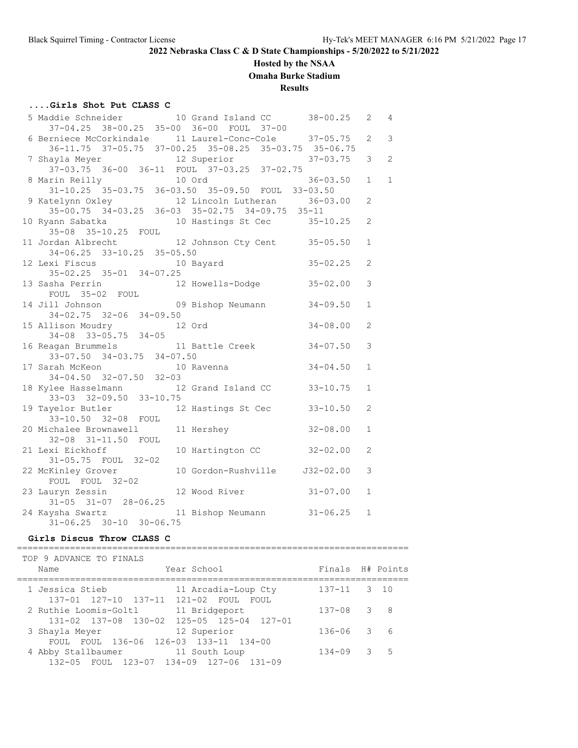# 2022 Nebraska Class C & D State Championships - 5/20/2022 to 5/21/2022

## Hosted by the NSAA

## Omaha Burke Stadium

## Results

### ....Girls Shot Put CLASS C

```
  5 Maddie Schneider         10 Grand Island CC       38-00.25   2   4
     37-04.25  38-00.25  35-00  36-00  FOUL  37-00
  6 Berniece McCorkindale    11 Laurel-Conc-Cole      37-05.75   2   3
     36-11.75  37-05.75  37-00.25  35-08.25  35-03.75  35-06.75
  7 Shayla Meyer             12 Superior              37-03.75   3   2
     37-03.75  36-00  36-11  FOUL  37-03.25  37-02.75
  8 Marin Reilly             10 Ord                   36-03.50   1   1
     31-10.25  35-03.75  36-03.50  35-09.50  FOUL  33-03.50
  9 Katelynn Oxley           12 Lincoln Lutheran      36-03.00   2
     35-00.75  34-03.25  36-03  35-02.75  34-09.75  35-11
 10 Ryann Sabatka            10 Hastings St Cec       35-10.25   2
     35-08  35-10.25  FOUL
 11 Jordan Albrecht          12 Johnson Cty Cent      35-05.50   1
     34-06.25  33-10.25  35-05.50
 12 Lexi Fiscus              10 Bayard                35-02.25   2
     35-02.25  35-01  34-07.25
 13 Sasha Perrin             12 Howells-Dodge         35-02.00   3
     FOUL  35-02  FOUL
 14 Jill Johnson             09 Bishop Neumann        34-09.50   1
     34-02.75  32-06  34-09.50
 15 Allison Moudry           12 Ord                   34-08.00   2
     34-08  33-05.75  34-05
 16 Reagan Brummels          11 Battle Creek          34-07.50   3
     33-07.50  34-03.75  34-07.50
 17 Sarah McKeon             10 Ravenna               34-04.50   1
     34-04.50  32-07.50  32-03
 18 Kylee Hasselmann         12 Grand Island CC       33-10.75   1
     33-03  32-09.50  33-10.75
 19 Tayelor Butler           12 Hastings St Cec       33-10.50   2
     33-10.50  32-08  FOUL
 20 Michalee Brownawell      11 Hershey               32-08.00   1
     32-08  31-11.50  FOUL
 21 Lexi Eickhoff            10 Hartington CC         32-02.00   2
     31-05.75  FOUL  32-02
 22 McKinley Grover          10 Gordon-Rushville     J32-02.00   3
     FOUL  FOUL  32-02
 23 Lauryn Zessin            12 Wood River            31-07.00   1
     31-05  31-07  28-06.25
 24 Kaysha Swartz            11 Bishop Neumann        31-06.25   1
     31-06.25  30-10  30-06.75
```

### Girls Discus Throw CLASS C

```
=========================================================================
 TOP 9 ADVANCE TO FINALS
    Name                    Year School               Finals  H# Points
=========================================================================
  1 Jessica Stieb            11 Arcadia-Loup Cty       137-11   3  10
     137-01  127-10  137-11  121-02  FOUL  FOUL
  2 Ruthie Loomis-Goltl      11 Bridgeport             137-08   3   8
     131-02  137-08  130-02  125-05  125-04  127-01
  3 Shayla Meyer             12 Superior               136-06   3   6
     FOUL  FOUL  136-06  126-03  133-11  134-00
  4 Abby Stallbaumer         11 South Loup             134-09   3   5
     132-05  FOUL  123-07  134-09  127-06  131-09
```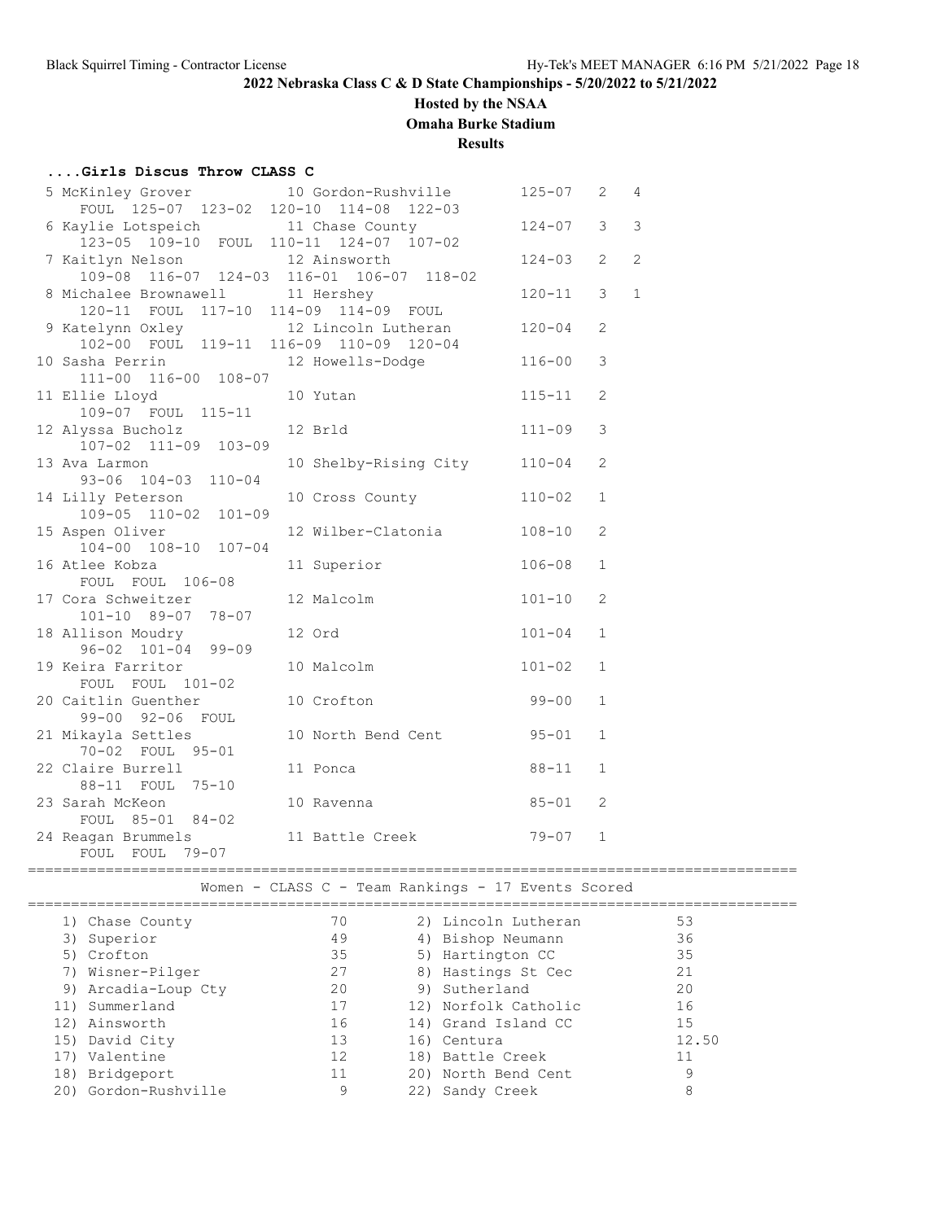## 2022 Nebraska Class C & D State Championships - 5/20/2022 to 5/21/2022

**Hosted by the NSAA**

**Omaha Burke Stadium**

**Results**

### ....Girls Discus Throw CLASS C

```
  5 McKinley Grover         10 Gordon-Rushville       125-07   2   4
      FOUL  125-07  123-02  120-10  114-08  122-03
  6 Kaylie Lotspeich        11 Chase County           124-07   3   3
      123-05  109-10  FOUL  110-11  124-07  107-02
  7 Kaitlyn Nelson          12 Ainsworth              124-03   2   2
      109-08  116-07  124-03  116-01  106-07  118-02
  8 Michalee Brownawell     11 Hershey                120-11   3   1
      120-11  FOUL  117-10  114-09  114-09  FOUL
  9 Katelynn Oxley          12 Lincoln Lutheran       120-04   2
      102-00  FOUL  119-11  116-09  110-09  120-04
 10 Sasha Perrin            12 Howells-Dodge          116-00   3
      111-00  116-00  108-07
 11 Ellie Lloyd             10 Yutan                  115-11   2
      109-07  FOUL  115-11
 12 Alyssa Bucholz          12 Brld                   111-09   3
      107-02  111-09  103-09
 13 Ava Larmon              10 Shelby-Rising City     110-04   2
      93-06  104-03  110-04
 14 Lilly Peterson          10 Cross County           110-02   1
      109-05  110-02  101-09
 15 Aspen Oliver            12 Wilber-Clatonia        108-10   2
      104-00  108-10  107-04
 16 Atlee Kobza             11 Superior               106-08   1
      FOUL  FOUL  106-08
 17 Cora Schweitzer         12 Malcolm                101-10   2
      101-10  89-07  78-07
 18 Allison Moudry          12 Ord                    101-04   1
      96-02  101-04  99-09
 19 Keira Farritor          10 Malcolm                101-02   1
      FOUL  FOUL  101-02
 20 Caitlin Guenther        10 Crofton                 99-00   1
      99-00  92-06  FOUL
 21 Mikayla Settles         10 North Bend Cent         95-01   1
      70-02  FOUL  95-01
 22 Claire Burrell          11 Ponca                   88-11   1
      88-11  FOUL  75-10
 23 Sarah McKeon            10 Ravenna                 85-01   2
      FOUL  85-01  84-02
 24 Reagan Brummels         11 Battle Creek            79-07   1
      FOUL  FOUL  79-07
```

### Women - CLASS C - Team Rankings - 17 Events Scored

| Rank | Team | Points | Rank | Team | Points |
|---|---|---|---|---|---|
| 1) | Chase County | 70 | 2) | Lincoln Lutheran | 53 |
| 3) | Superior | 49 | 4) | Bishop Neumann | 36 |
| 5) | Crofton | 35 | 5) | Hartington CC | 35 |
| 7) | Wisner-Pilger | 27 | 8) | Hastings St Cec | 21 |
| 9) | Arcadia-Loup Cty | 20 | 9) | Sutherland | 20 |
| 11) | Summerland | 17 | 12) | Norfolk Catholic | 16 |
| 12) | Ainsworth | 16 | 14) | Grand Island CC | 15 |
| 15) | David City | 13 | 16) | Centura | 12.50 |
| 17) | Valentine | 12 | 18) | Battle Creek | 11 |
| 18) | Bridgeport | 11 | 20) | North Bend Cent | 9 |
| 20) | Gordon-Rushville | 9 | 22) | Sandy Creek | 8 |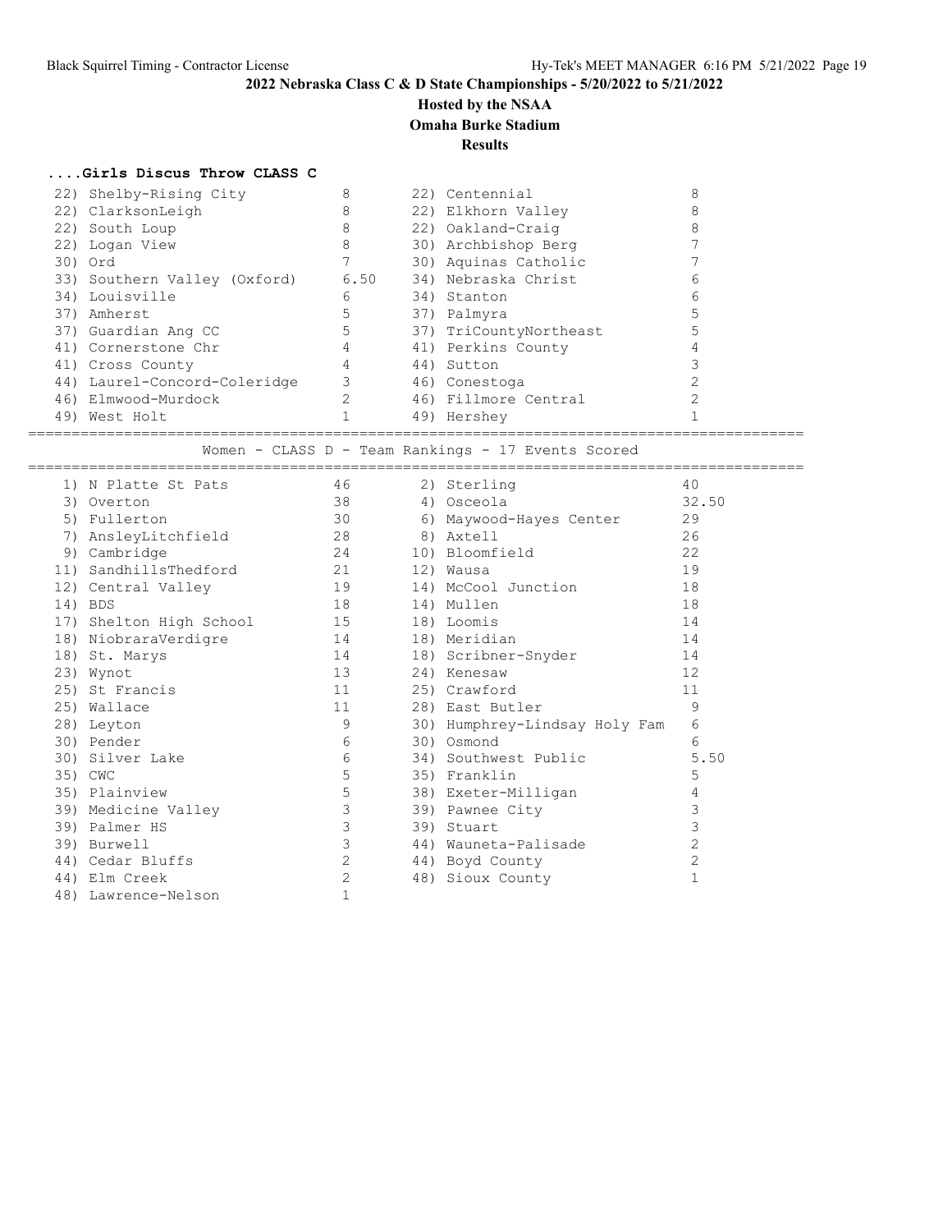# 2022 Nebraska Class C & D State Championships - 5/20/2022 to 5/21/2022

**Hosted by the NSAA**

**Omaha Burke Stadium**

**Results**

### ....Girls Discus Throw CLASS C

| | | | | | |
|---|---|---|---|---|---|
| 22) | Shelby-Rising City | 8 | 22) | Centennial | 8 |
| 22) | ClarksonLeigh | 8 | 22) | Elkhorn Valley | 8 |
| 22) | South Loup | 8 | 22) | Oakland-Craig | 8 |
| 22) | Logan View | 8 | 30) | Archbishop Berg | 7 |
| 30) | Ord | 7 | 30) | Aquinas Catholic | 7 |
| 33) | Southern Valley (Oxford) | 6.50 | 34) | Nebraska Christ | 6 |
| 34) | Louisville | 6 | 34) | Stanton | 6 |
| 37) | Amherst | 5 | 37) | Palmyra | 5 |
| 37) | Guardian Ang CC | 5 | 37) | TriCountyNortheast | 5 |
| 41) | Cornerstone Chr | 4 | 41) | Perkins County | 4 |
| 41) | Cross County | 4 | 44) | Sutton | 3 |
| 44) | Laurel-Concord-Coleridge | 3 | 46) | Conestoga | 2 |
| 46) | Elmwood-Murdock | 2 | 46) | Fillmore Central | 2 |
| 49) | West Holt | 1 | 49) | Hershey | 1 |

### Women - CLASS D - Team Rankings - 17 Events Scored

| | | | | | |
|---|---|---|---|---|---|
| 1) | N Platte St Pats | 46 | 2) | Sterling | 40 |
| 3) | Overton | 38 | 4) | Osceola | 32.50 |
| 5) | Fullerton | 30 | 6) | Maywood-Hayes Center | 29 |
| 7) | AnsleyLitchfield | 28 | 8) | Axtell | 26 |
| 9) | Cambridge | 24 | 10) | Bloomfield | 22 |
| 11) | SandhillsThedford | 21 | 12) | Wausa | 19 |
| 12) | Central Valley | 19 | 14) | McCool Junction | 18 |
| 14) | BDS | 18 | 14) | Mullen | 18 |
| 17) | Shelton High School | 15 | 18) | Loomis | 14 |
| 18) | NiobraraVerdigre | 14 | 18) | Meridian | 14 |
| 18) | St. Marys | 14 | 18) | Scribner-Snyder | 14 |
| 23) | Wynot | 13 | 24) | Kenesaw | 12 |
| 25) | St Francis | 11 | 25) | Crawford | 11 |
| 25) | Wallace | 11 | 28) | East Butler | 9 |
| 28) | Leyton | 9 | 30) | Humphrey-Lindsay Holy Fam | 6 |
| 30) | Pender | 6 | 30) | Osmond | 6 |
| 30) | Silver Lake | 6 | 34) | Southwest Public | 5.50 |
| 35) | CWC | 5 | 35) | Franklin | 5 |
| 35) | Plainview | 5 | 38) | Exeter-Milligan | 4 |
| 39) | Medicine Valley | 3 | 39) | Pawnee City | 3 |
| 39) | Palmer HS | 3 | 39) | Stuart | 3 |
| 39) | Burwell | 3 | 44) | Wauneta-Palisade | 2 |
| 44) | Cedar Bluffs | 2 | 44) | Boyd County | 2 |
| 44) | Elm Creek | 2 | 48) | Sioux County | 1 |
| 48) | Lawrence-Nelson | 1 | | | |